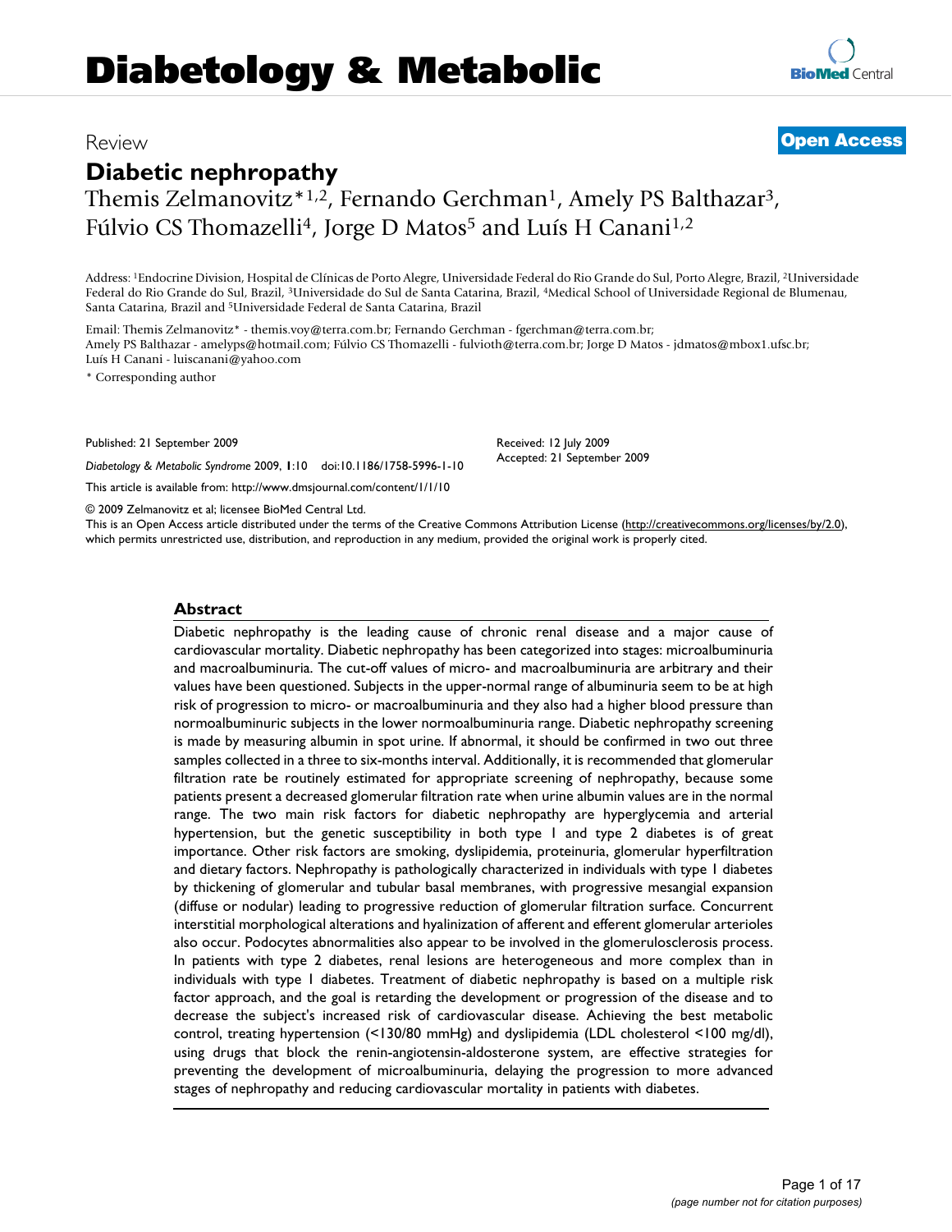# Diabetology & Metabolic

Review

**Open Access**

## Diabetic nephropathy

Themis Zelmanovitz*[1,2], Fernando Gerchman[1], Amely PS Balthazar[3], Fúlvio CS Thomazelli[4], Jorge D Matos[5] and Luís H Canani[1,2]

Address: [1]Endocrine Division, Hospital de Clínicas de Porto Alegre, Universidade Federal do Rio Grande do Sul, Porto Alegre, Brazil, [2]Universidade Federal do Rio Grande do Sul, Brazil, [3]Universidade do Sul de Santa Catarina, Brazil, [4]Medical School of Universidade Regional de Blumenau, Santa Catarina, Brazil and [5]Universidade Federal de Santa Catarina, Brazil

Email: Themis Zelmanovitz* - themis.voy@terra.com.br; Fernando Gerchman - fgerchman@terra.com.br; Amely PS Balthazar - amelyps@hotmail.com; Fúlvio CS Thomazelli - fulvioth@terra.com.br; Jorge D Matos - jdmatos@mbox1.ufsc.br; Luís H Canani - luiscanani@yahoo.com

\* Corresponding author

Published: 21 September 2009

*Diabetology & Metabolic Syndrome* 2009, **1**:10 doi:10.1186/1758-5996-1-10

Received: 12 July 2009
Accepted: 21 September 2009

This article is available from: http://www.dmsjournal.com/content/1/1/10

© 2009 Zelmanovitz et al; licensee BioMed Central Ltd.
This is an Open Access article distributed under the terms of the Creative Commons Attribution License (http://creativecommons.org/licenses/by/2.0), which permits unrestricted use, distribution, and reproduction in any medium, provided the original work is properly cited.

### Abstract

Diabetic nephropathy is the leading cause of chronic renal disease and a major cause of cardiovascular mortality. Diabetic nephropathy has been categorized into stages: microalbuminuria and macroalbuminuria. The cut-off values of micro- and macroalbuminuria are arbitrary and their values have been questioned. Subjects in the upper-normal range of albuminuria seem to be at high risk of progression to micro- or macroalbuminuria and they also had a higher blood pressure than normoalbuminuric subjects in the lower normoalbuminuria range. Diabetic nephropathy screening is made by measuring albumin in spot urine. If abnormal, it should be confirmed in two out three samples collected in a three to six-months interval. Additionally, it is recommended that glomerular filtration rate be routinely estimated for appropriate screening of nephropathy, because some patients present a decreased glomerular filtration rate when urine albumin values are in the normal range. The two main risk factors for diabetic nephropathy are hyperglycemia and arterial hypertension, but the genetic susceptibility in both type 1 and type 2 diabetes is of great importance. Other risk factors are smoking, dyslipidemia, proteinuria, glomerular hyperfiltration and dietary factors. Nephropathy is pathologically characterized in individuals with type 1 diabetes by thickening of glomerular and tubular basal membranes, with progressive mesangial expansion (diffuse or nodular) leading to progressive reduction of glomerular filtration surface. Concurrent interstitial morphological alterations and hyalinization of afferent and efferent glomerular arterioles also occur. Podocytes abnormalities also appear to be involved in the glomerulosclerosis process. In patients with type 2 diabetes, renal lesions are heterogeneous and more complex than in individuals with type 1 diabetes. Treatment of diabetic nephropathy is based on a multiple risk factor approach, and the goal is retarding the development or progression of the disease and to decrease the subject's increased risk of cardiovascular disease. Achieving the best metabolic control, treating hypertension (<130/80 mmHg) and dyslipidemia (LDL cholesterol <100 mg/dl), using drugs that block the renin-angiotensin-aldosterone system, are effective strategies for preventing the development of microalbuminuria, delaying the progression to more advanced stages of nephropathy and reducing cardiovascular mortality in patients with diabetes.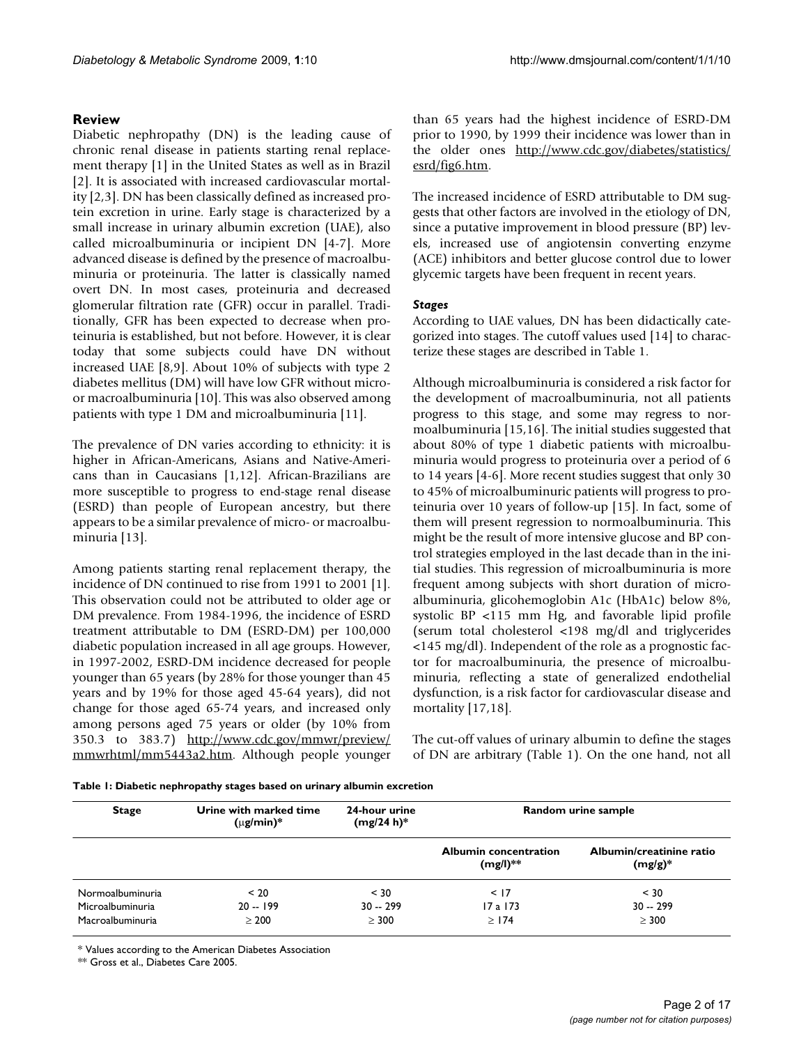## Review

Diabetic nephropathy (DN) is the leading cause of chronic renal disease in patients starting renal replacement therapy [1] in the United States as well as in Brazil [2]. It is associated with increased cardiovascular mortality [2,3]. DN has been classically defined as increased protein excretion in urine. Early stage is characterized by a small increase in urinary albumin excretion (UAE), also called microalbuminuria or incipient DN [4-7]. More advanced disease is defined by the presence of macroalbuminuria or proteinuria. The latter is classically named overt DN. In most cases, proteinuria and decreased glomerular filtration rate (GFR) occur in parallel. Traditionally, GFR has been expected to decrease when proteinuria is established, but not before. However, it is clear today that some subjects could have DN without increased UAE [8,9]. About 10% of subjects with type 2 diabetes mellitus (DM) will have low GFR without micro- or macroalbuminuria [10]. This was also observed among patients with type 1 DM and microalbuminuria [11].

The prevalence of DN varies according to ethnicity: it is higher in African-Americans, Asians and Native-Americans than in Caucasians [1,12]. African-Brazilians are more susceptible to progress to end-stage renal disease (ESRD) than people of European ancestry, but there appears to be a similar prevalence of micro- or macroalbuminuria [13].

Among patients starting renal replacement therapy, the incidence of DN continued to rise from 1991 to 2001 [1]. This observation could not be attributed to older age or DM prevalence. From 1984-1996, the incidence of ESRD treatment attributable to DM (ESRD-DM) per 100,000 diabetic population increased in all age groups. However, in 1997-2002, ESRD-DM incidence decreased for people younger than 65 years (by 28% for those younger than 45 years and by 19% for those aged 45-64 years), did not change for those aged 65-74 years, and increased only among persons aged 75 years or older (by 10% from 350.3 to 383.7) http://www.cdc.gov/mmwr/preview/mmwrhtml/mm5443a2.htm. Although people younger than 65 years had the highest incidence of ESRD-DM prior to 1990, by 1999 their incidence was lower than in the older ones http://www.cdc.gov/diabetes/statistics/esrd/fig6.htm.

The increased incidence of ESRD attributable to DM suggests that other factors are involved in the etiology of DN, since a putative improvement in blood pressure (BP) levels, increased use of angiotensin converting enzyme (ACE) inhibitors and better glucose control due to lower glycemic targets have been frequent in recent years.

### *Stages*

According to UAE values, DN has been didactically categorized into stages. The cutoff values used [14] to characterize these stages are described in Table 1.

Although microalbuminuria is considered a risk factor for the development of macroalbuminuria, not all patients progress to this stage, and some may regress to normoalbuminuria [15,16]. The initial studies suggested that about 80% of type 1 diabetic patients with microalbuminuria would progress to proteinuria over a period of 6 to 14 years [4-6]. More recent studies suggest that only 30 to 45% of microalbuminuric patients will progress to proteinuria over 10 years of follow-up [15]. In fact, some of them will present regression to normoalbuminuria. This might be the result of more intensive glucose and BP control strategies employed in the last decade than in the initial studies. This regression of microalbuminuria is more frequent among subjects with short duration of microalbuminuria, glicohemoglobin A1c (HbA1c) below 8%, systolic BP <115 mm Hg, and favorable lipid profile (serum total cholesterol <198 mg/dl and triglycerides <145 mg/dl). Independent of the role as a prognostic factor for macroalbuminuria, the presence of microalbuminuria, reflecting a state of generalized endothelial dysfunction, is a risk factor for cardiovascular disease and mortality [17,18].

The cut-off values of urinary albumin to define the stages of DN are arbitrary (Table 1). On the one hand, not all

**Table 1: Diabetic nephropathy stages based on urinary albumin excretion**

| Stage | Urine with marked time (μg/min)* | 24-hour urine (mg/24 h)* | Random urine sample | |
|---|---|---|---|---|
| | | | Albumin concentration (mg/l)** | Albumin/creatinine ratio (mg/g)* |
| Normoalbuminuria | < 20 | < 30 | < 17 | < 30 |
| Microalbuminuria | 20 -- 199 | 30 -- 299 | 17 a 173 | 30 -- 299 |
| Macroalbuminuria | ≥ 200 | ≥ 300 | ≥ 174 | ≥ 300 |

\* Values according to the American Diabetes Association

\*\* Gross et al., Diabetes Care 2005.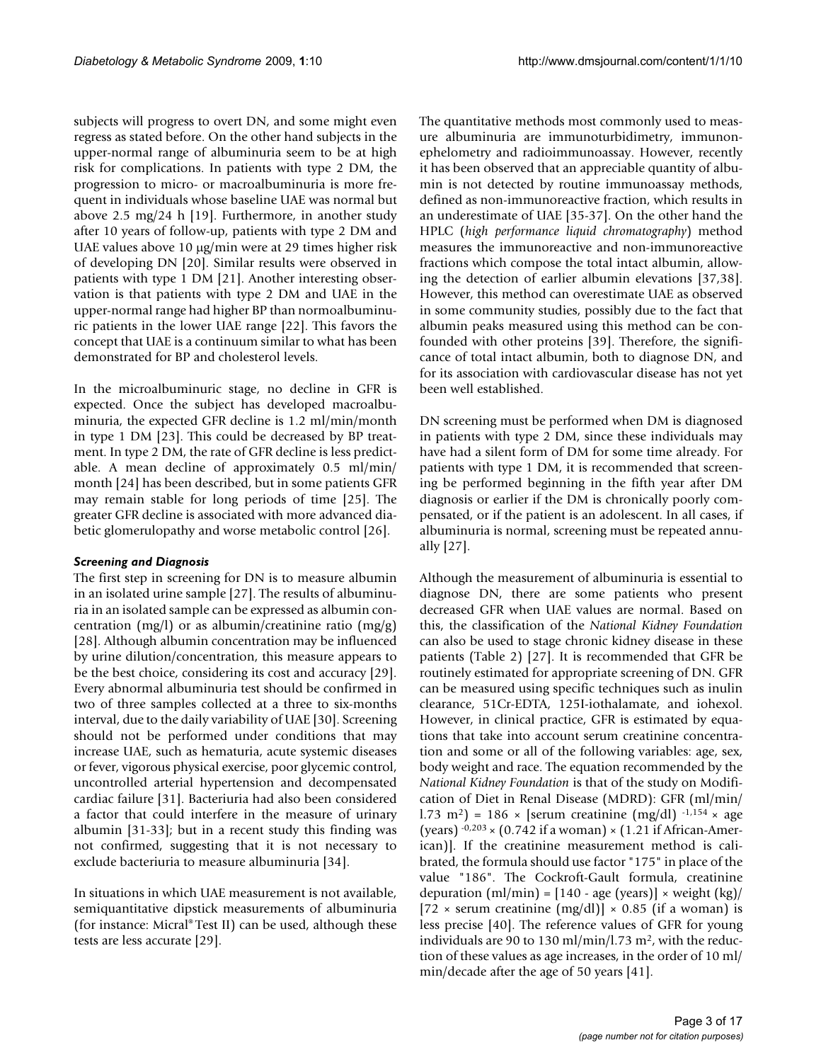subjects will progress to overt DN, and some might even regress as stated before. On the other hand subjects in the upper-normal range of albuminuria seem to be at high risk for complications. In patients with type 2 DM, the progression to micro- or macroalbuminuria is more frequent in individuals whose baseline UAE was normal but above 2.5 mg/24 h [19]. Furthermore, in another study after 10 years of follow-up, patients with type 2 DM and UAE values above 10 μg/min were at 29 times higher risk of developing DN [20]. Similar results were observed in patients with type 1 DM [21]. Another interesting observation is that patients with type 2 DM and UAE in the upper-normal range had higher BP than normoalbuminuric patients in the lower UAE range [22]. This favors the concept that UAE is a continuum similar to what has been demonstrated for BP and cholesterol levels.

In the microalbuminuric stage, no decline in GFR is expected. Once the subject has developed macroalbuminuria, the expected GFR decline is 1.2 ml/min/month in type 1 DM [23]. This could be decreased by BP treatment. In type 2 DM, the rate of GFR decline is less predictable. A mean decline of approximately 0.5 ml/min/month [24] has been described, but in some patients GFR may remain stable for long periods of time [25]. The greater GFR decline is associated with more advanced diabetic glomerulopathy and worse metabolic control [26].

### *Screening and Diagnosis*

The first step in screening for DN is to measure albumin in an isolated urine sample [27]. The results of albuminuria in an isolated sample can be expressed as albumin concentration (mg/l) or as albumin/creatinine ratio (mg/g) [28]. Although albumin concentration may be influenced by urine dilution/concentration, this measure appears to be the best choice, considering its cost and accuracy [29]. Every abnormal albuminuria test should be confirmed in two of three samples collected at a three to six-months interval, due to the daily variability of UAE [30]. Screening should not be performed under conditions that may increase UAE, such as hematuria, acute systemic diseases or fever, vigorous physical exercise, poor glycemic control, uncontrolled arterial hypertension and decompensated cardiac failure [31]. Bacteriuria had also been considered a factor that could interfere in the measure of urinary albumin [31-33]; but in a recent study this finding was not confirmed, suggesting that it is not necessary to exclude bacteriuria to measure albuminuria [34].

In situations in which UAE measurement is not available, semiquantitative dipstick measurements of albuminuria (for instance: Micral® Test II) can be used, although these tests are less accurate [29].

The quantitative methods most commonly used to measure albuminuria are immunoturbidimetry, immunonephelometry and radioimmunoassay. However, recently it has been observed that an appreciable quantity of albumin is not detected by routine immunoassay methods, defined as non-immunoreactive fraction, which results in an underestimate of UAE [35-37]. On the other hand the HPLC (*high performance liquid chromatography*) method measures the immunoreactive and non-immunoreactive fractions which compose the total intact albumin, allowing the detection of earlier albumin elevations [37,38]. However, this method can overestimate UAE as observed in some community studies, possibly due to the fact that albumin peaks measured using this method can be confounded with other proteins [39]. Therefore, the significance of total intact albumin, both to diagnose DN, and for its association with cardiovascular disease has not yet been well established.

DN screening must be performed when DM is diagnosed in patients with type 2 DM, since these individuals may have had a silent form of DM for some time already. For patients with type 1 DM, it is recommended that screening be performed beginning in the fifth year after DM diagnosis or earlier if the DM is chronically poorly compensated, or if the patient is an adolescent. In all cases, if albuminuria is normal, screening must be repeated annually [27].

Although the measurement of albuminuria is essential to diagnose DN, there are some patients who present decreased GFR when UAE values are normal. Based on this, the classification of the *National Kidney Foundation* can also be used to stage chronic kidney disease in these patients (Table 2) [27]. It is recommended that GFR be routinely estimated for appropriate screening of DN. GFR can be measured using specific techniques such as inulin clearance, 51Cr-EDTA, 125I-iothalamate, and iohexol. However, in clinical practice, GFR is estimated by equations that take into account serum creatinine concentration and some or all of the following variables: age, sex, body weight and race. The equation recommended by the *National Kidney Foundation* is that of the study on Modification of Diet in Renal Disease (MDRD): GFR (ml/min/1.73 $m^2$) = 186 × [serum creatinine (mg/dl) $^{-1,154}$ × age (years) $^{-0,203}$ × (0.742 if a woman) × (1.21 if African-American)]. If the creatinine measurement method is calibrated, the formula should use factor "175" in place of the value "186". The Cockroft-Gault formula, creatinine depuration (ml/min) = [140 - age (years)] × weight (kg)/[72 × serum creatinine (mg/dl)] × 0.85 (if a woman) is less precise [40]. The reference values of GFR for young individuals are 90 to 130 ml/min/1.73 $m^2$, with the reduction of these values as age increases, in the order of 10 ml/min/decade after the age of 50 years [41].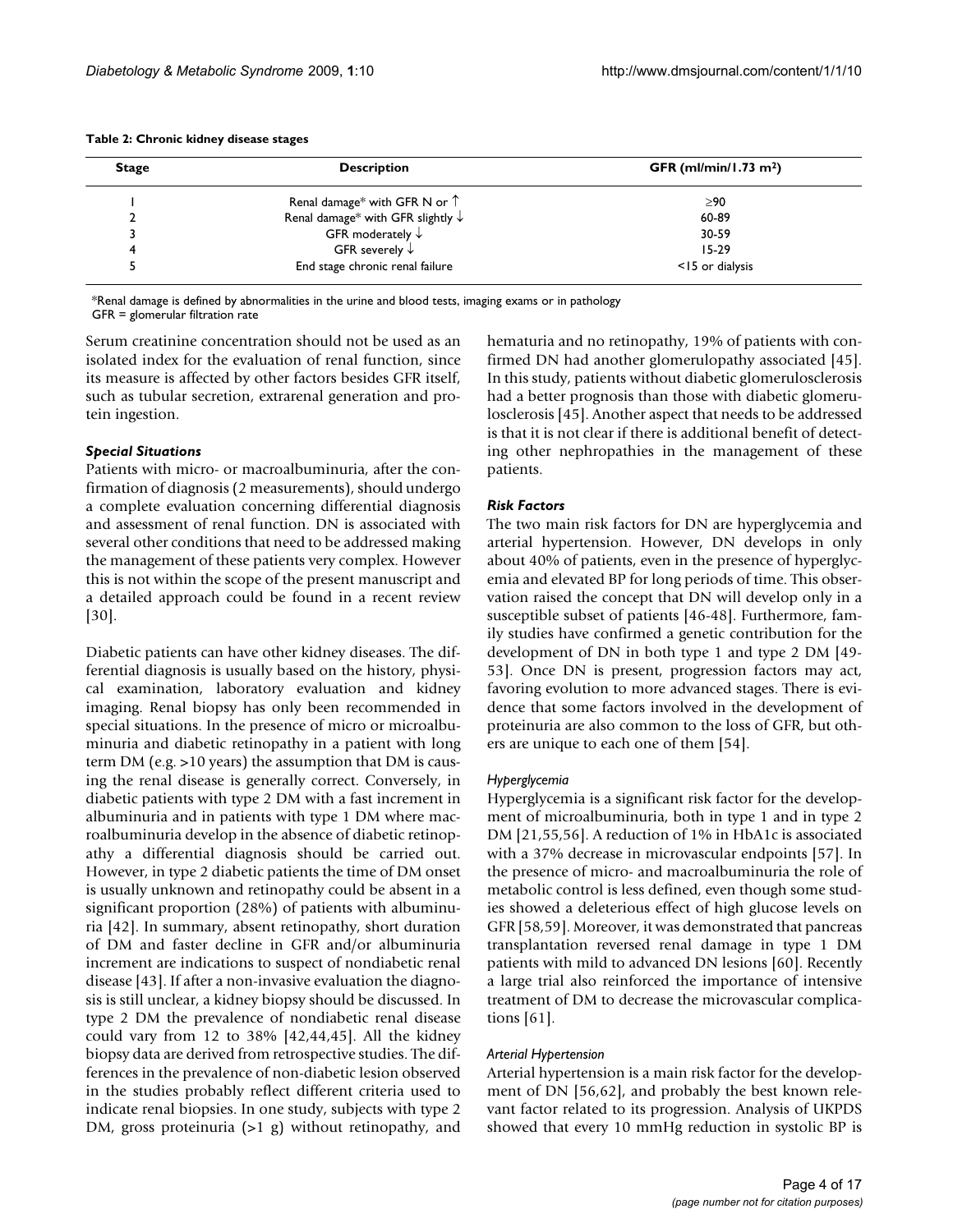**Table 2: Chronic kidney disease stages**

| Stage | Description | GFR (ml/min/1.73 m$^2$) |
| --- | --- | --- |
| 1 | Renal damage* with GFR N or ↑ | ≥90 |
| 2 | Renal damage* with GFR slightly ↓ | 60-89 |
| 3 | GFR moderately ↓ | 30-59 |
| 4 | GFR severely ↓ | 15-29 |
| 5 | End stage chronic renal failure | <15 or dialysis |

*Renal damage is defined by abnormalities in the urine and blood tests, imaging exams or in pathology
GFR = glomerular filtration rate

Serum creatinine concentration should not be used as an isolated index for the evaluation of renal function, since its measure is affected by other factors besides GFR itself, such as tubular secretion, extrarenal generation and protein ingestion.

### *Special Situations*

Patients with micro- or macroalbuminuria, after the confirmation of diagnosis (2 measurements), should undergo a complete evaluation concerning differential diagnosis and assessment of renal function. DN is associated with several other conditions that need to be addressed making the management of these patients very complex. However this is not within the scope of the present manuscript and a detailed approach could be found in a recent review [30].

Diabetic patients can have other kidney diseases. The differential diagnosis is usually based on the history, physical examination, laboratory evaluation and kidney imaging. Renal biopsy has only been recommended in special situations. In the presence of micro or microalbuminuria and diabetic retinopathy in a patient with long term DM (e.g. >10 years) the assumption that DM is causing the renal disease is generally correct. Conversely, in diabetic patients with type 2 DM with a fast increment in albuminuria and in patients with type 1 DM where macroalbuminuria develop in the absence of diabetic retinopathy a differential diagnosis should be carried out. However, in type 2 diabetic patients the time of DM onset is usually unknown and retinopathy could be absent in a significant proportion (28%) of patients with albuminuria [42]. In summary, absent retinopathy, short duration of DM and faster decline in GFR and/or albuminuria increment are indications to suspect of nondiabetic renal disease [43]. If after a non-invasive evaluation the diagnosis is still unclear, a kidney biopsy should be discussed. In type 2 DM the prevalence of nondiabetic renal disease could vary from 12 to 38% [42,44,45]. All the kidney biopsy data are derived from retrospective studies. The differences in the prevalence of non-diabetic lesion observed in the studies probably reflect different criteria used to indicate renal biopsies. In one study, subjects with type 2 DM, gross proteinuria (>1 g) without retinopathy, and hematuria and no retinopathy, 19% of patients with confirmed DN had another glomerulopathy associated [45]. In this study, patients without diabetic glomerulosclerosis had a better prognosis than those with diabetic glomerulosclerosis [45]. Another aspect that needs to be addressed is that it is not clear if there is additional benefit of detecting other nephropathies in the management of these patients.

### *Risk Factors*

The two main risk factors for DN are hyperglycemia and arterial hypertension. However, DN develops in only about 40% of patients, even in the presence of hyperglycemia and elevated BP for long periods of time. This observation raised the concept that DN will develop only in a susceptible subset of patients [46-48]. Furthermore, family studies have confirmed a genetic contribution for the development of DN in both type 1 and type 2 DM [49-53]. Once DN is present, progression factors may act, favoring evolution to more advanced stages. There is evidence that some factors involved in the development of proteinuria are also common to the loss of GFR, but others are unique to each one of them [54].

#### *Hyperglycemia*

Hyperglycemia is a significant risk factor for the development of microalbuminuria, both in type 1 and in type 2 DM [21,55,56]. A reduction of 1% in HbA1c is associated with a 37% decrease in microvascular endpoints [57]. In the presence of micro- and macroalbuminuria the role of metabolic control is less defined, even though some studies showed a deleterious effect of high glucose levels on GFR [58,59]. Moreover, it was demonstrated that pancreas transplantation reversed renal damage in type 1 DM patients with mild to advanced DN lesions [60]. Recently a large trial also reinforced the importance of intensive treatment of DM to decrease the microvascular complications [61].

#### *Arterial Hypertension*

Arterial hypertension is a main risk factor for the development of DN [56,62], and probably the best known relevant factor related to its progression. Analysis of UKPDS showed that every 10 mmHg reduction in systolic BP is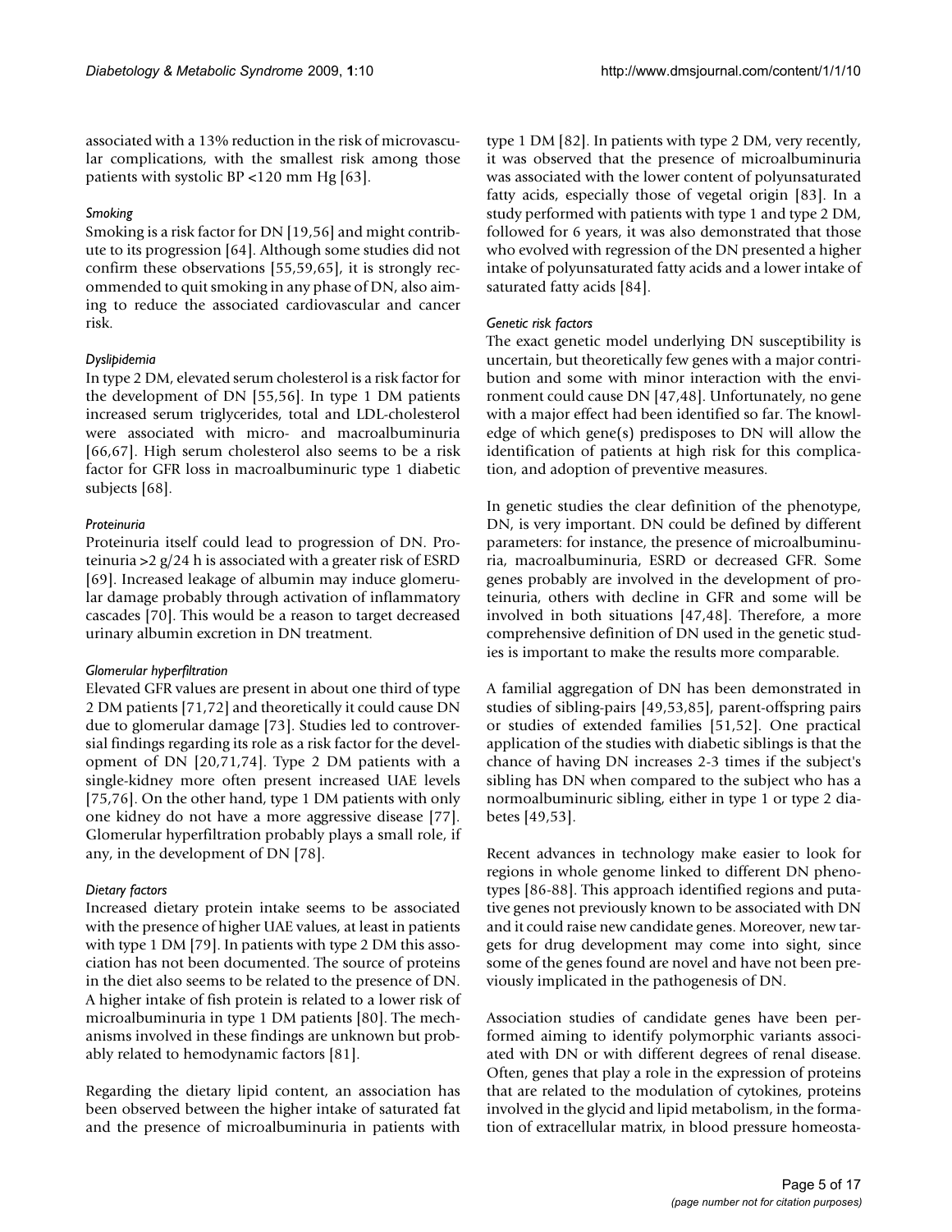associated with a 13% reduction in the risk of microvascular complications, with the smallest risk among those patients with systolic BP <120 mm Hg [63].

#### *Smoking*

Smoking is a risk factor for DN [19,56] and might contribute to its progression [64]. Although some studies did not confirm these observations [55,59,65], it is strongly recommended to quit smoking in any phase of DN, also aiming to reduce the associated cardiovascular and cancer risk.

#### *Dyslipidemia*

In type 2 DM, elevated serum cholesterol is a risk factor for the development of DN [55,56]. In type 1 DM patients increased serum triglycerides, total and LDL-cholesterol were associated with micro- and macroalbuminuria [66,67]. High serum cholesterol also seems to be a risk factor for GFR loss in macroalbuminuric type 1 diabetic subjects [68].

#### *Proteinuria*

Proteinuria itself could lead to progression of DN. Proteinuria >2 g/24 h is associated with a greater risk of ESRD [69]. Increased leakage of albumin may induce glomerular damage probably through activation of inflammatory cascades [70]. This would be a reason to target decreased urinary albumin excretion in DN treatment.

#### *Glomerular hyperfiltration*

Elevated GFR values are present in about one third of type 2 DM patients [71,72] and theoretically it could cause DN due to glomerular damage [73]. Studies led to controversial findings regarding its role as a risk factor for the development of DN [20,71,74]. Type 2 DM patients with a single-kidney more often present increased UAE levels [75,76]. On the other hand, type 1 DM patients with only one kidney do not have a more aggressive disease [77]. Glomerular hyperfiltration probably plays a small role, if any, in the development of DN [78].

#### *Dietary factors*

Increased dietary protein intake seems to be associated with the presence of higher UAE values, at least in patients with type 1 DM [79]. In patients with type 2 DM this association has not been documented. The source of proteins in the diet also seems to be related to the presence of DN. A higher intake of fish protein is related to a lower risk of microalbuminuria in type 1 DM patients [80]. The mechanisms involved in these findings are unknown but probably related to hemodynamic factors [81].

Regarding the dietary lipid content, an association has been observed between the higher intake of saturated fat and the presence of microalbuminuria in patients with type 1 DM [82]. In patients with type 2 DM, very recently, it was observed that the presence of microalbuminuria was associated with the lower content of polyunsaturated fatty acids, especially those of vegetal origin [83]. In a study performed with patients with type 1 and type 2 DM, followed for 6 years, it was also demonstrated that those who evolved with regression of the DN presented a higher intake of polyunsaturated fatty acids and a lower intake of saturated fatty acids [84].

#### *Genetic risk factors*

The exact genetic model underlying DN susceptibility is uncertain, but theoretically few genes with a major contribution and some with minor interaction with the environment could cause DN [47,48]. Unfortunately, no gene with a major effect had been identified so far. The knowledge of which gene(s) predisposes to DN will allow the identification of patients at high risk for this complication, and adoption of preventive measures.

In genetic studies the clear definition of the phenotype, DN, is very important. DN could be defined by different parameters: for instance, the presence of microalbuminuria, macroalbuminuria, ESRD or decreased GFR. Some genes probably are involved in the development of proteinuria, others with decline in GFR and some will be involved in both situations [47,48]. Therefore, a more comprehensive definition of DN used in the genetic studies is important to make the results more comparable.

A familial aggregation of DN has been demonstrated in studies of sibling-pairs [49,53,85], parent-offspring pairs or studies of extended families [51,52]. One practical application of the studies with diabetic siblings is that the chance of having DN increases 2-3 times if the subject's sibling has DN when compared to the subject who has a normoalbuminuric sibling, either in type 1 or type 2 diabetes [49,53].

Recent advances in technology make easier to look for regions in whole genome linked to different DN phenotypes [86-88]. This approach identified regions and putative genes not previously known to be associated with DN and it could raise new candidate genes. Moreover, new targets for drug development may come into sight, since some of the genes found are novel and have not been previously implicated in the pathogenesis of DN.

Association studies of candidate genes have been performed aiming to identify polymorphic variants associated with DN or with different degrees of renal disease. Often, genes that play a role in the expression of proteins that are related to the modulation of cytokines, proteins involved in the glycid and lipid metabolism, in the formation of extracellular matrix, in blood pressure homeosta-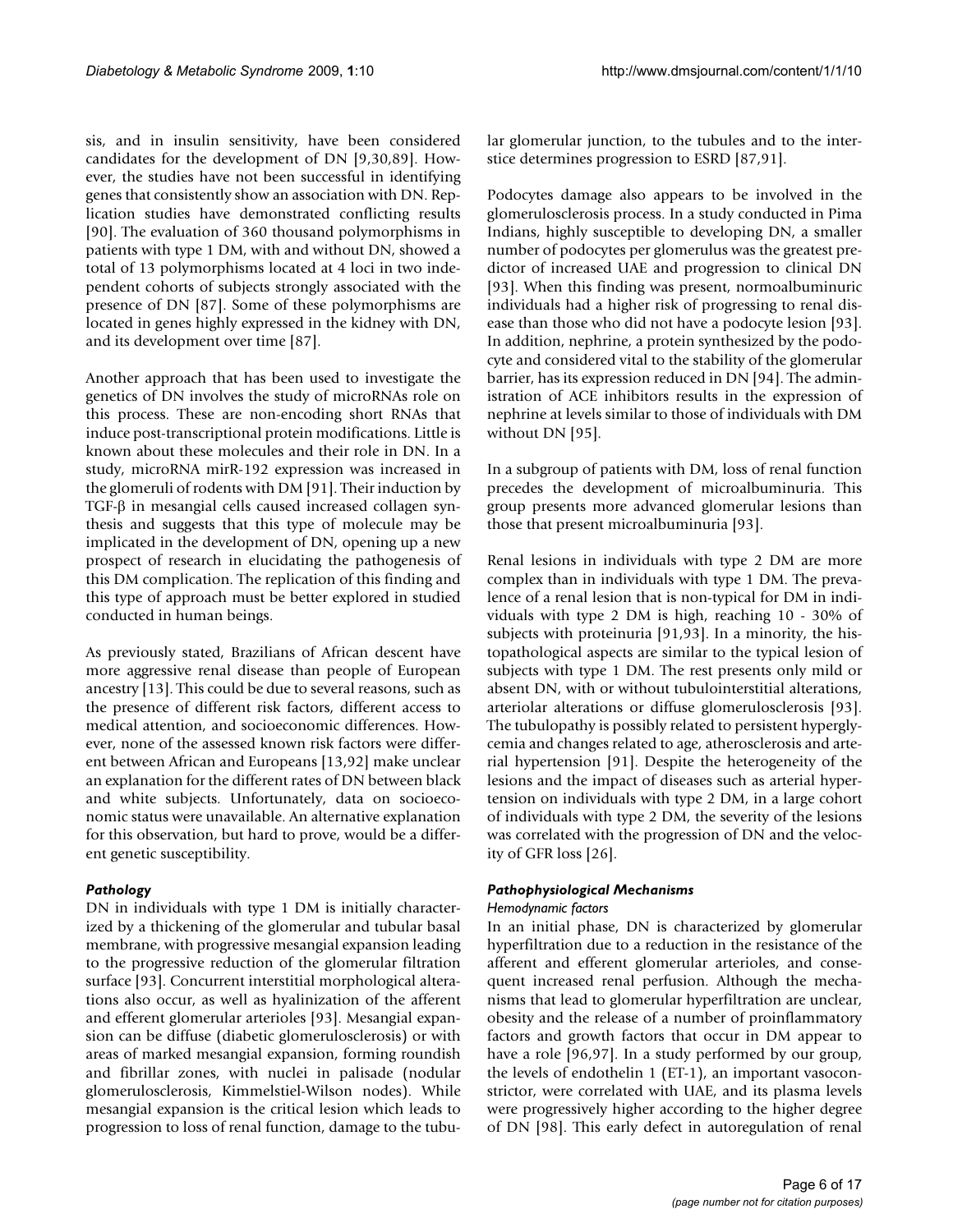sis, and in insulin sensitivity, have been considered candidates for the development of DN [9,30,89]. However, the studies have not been successful in identifying genes that consistently show an association with DN. Replication studies have demonstrated conflicting results [90]. The evaluation of 360 thousand polymorphisms in patients with type 1 DM, with and without DN, showed a total of 13 polymorphisms located at 4 loci in two independent cohorts of subjects strongly associated with the presence of DN [87]. Some of these polymorphisms are located in genes highly expressed in the kidney with DN, and its development over time [87].

Another approach that has been used to investigate the genetics of DN involves the study of microRNAs role on this process. These are non-encoding short RNAs that induce post-transcriptional protein modifications. Little is known about these molecules and their role in DN. In a study, microRNA mirR-192 expression was increased in the glomeruli of rodents with DM [91]. Their induction by TGF-β in mesangial cells caused increased collagen synthesis and suggests that this type of molecule may be implicated in the development of DN, opening up a new prospect of research in elucidating the pathogenesis of this DM complication. The replication of this finding and this type of approach must be better explored in studied conducted in human beings.

As previously stated, Brazilians of African descent have more aggressive renal disease than people of European ancestry [13]. This could be due to several reasons, such as the presence of different risk factors, different access to medical attention, and socioeconomic differences. However, none of the assessed known risk factors were different between African and Europeans [13,92] make unclear an explanation for the different rates of DN between black and white subjects. Unfortunately, data on socioeconomic status were unavailable. An alternative explanation for this observation, but hard to prove, would be a different genetic susceptibility.

### *Pathology*

DN in individuals with type 1 DM is initially characterized by a thickening of the glomerular and tubular basal membrane, with progressive mesangial expansion leading to the progressive reduction of the glomerular filtration surface [93]. Concurrent interstitial morphological alterations also occur, as well as hyalinization of the afferent and efferent glomerular arterioles [93]. Mesangial expansion can be diffuse (diabetic glomerulosclerosis) or with areas of marked mesangial expansion, forming roundish and fibrillar zones, with nuclei in palisade (nodular glomerulosclerosis, Kimmelstiel-Wilson nodes). While mesangial expansion is the critical lesion which leads to progression to loss of renal function, damage to the tubular glomerular junction, to the tubules and to the interstice determines progression to ESRD [87,91].

Podocytes damage also appears to be involved in the glomerulosclerosis process. In a study conducted in Pima Indians, highly susceptible to developing DN, a smaller number of podocytes per glomerulus was the greatest predictor of increased UAE and progression to clinical DN [93]. When this finding was present, normoalbuminuric individuals had a higher risk of progressing to renal disease than those who did not have a podocyte lesion [93]. In addition, nephrine, a protein synthesized by the podocyte and considered vital to the stability of the glomerular barrier, has its expression reduced in DN [94]. The administration of ACE inhibitors results in the expression of nephrine at levels similar to those of individuals with DM without DN [95].

In a subgroup of patients with DM, loss of renal function precedes the development of microalbuminuria. This group presents more advanced glomerular lesions than those that present microalbuminuria [93].

Renal lesions in individuals with type 2 DM are more complex than in individuals with type 1 DM. The prevalence of a renal lesion that is non-typical for DM in individuals with type 2 DM is high, reaching 10 - 30% of subjects with proteinuria [91,93]. In a minority, the histopathological aspects are similar to the typical lesion of subjects with type 1 DM. The rest presents only mild or absent DN, with or without tubulointerstitial alterations, arteriolar alterations or diffuse glomerulosclerosis [93]. The tubulopathy is possibly related to persistent hyperglycemia and changes related to age, atherosclerosis and arterial hypertension [91]. Despite the heterogeneity of the lesions and the impact of diseases such as arterial hypertension on individuals with type 2 DM, in a large cohort of individuals with type 2 DM, the severity of the lesions was correlated with the progression of DN and the velocity of GFR loss [26].

### *Pathophysiological Mechanisms*

#### *Hemodynamic factors*

In an initial phase, DN is characterized by glomerular hyperfiltration due to a reduction in the resistance of the afferent and efferent glomerular arterioles, and consequent increased renal perfusion. Although the mechanisms that lead to glomerular hyperfiltration are unclear, obesity and the release of a number of proinflammatory factors and growth factors that occur in DM appear to have a role [96,97]. In a study performed by our group, the levels of endothelin 1 (ET-1), an important vasoconstrictor, were correlated with UAE, and its plasma levels were progressively higher according to the higher degree of DN [98]. This early defect in autoregulation of renal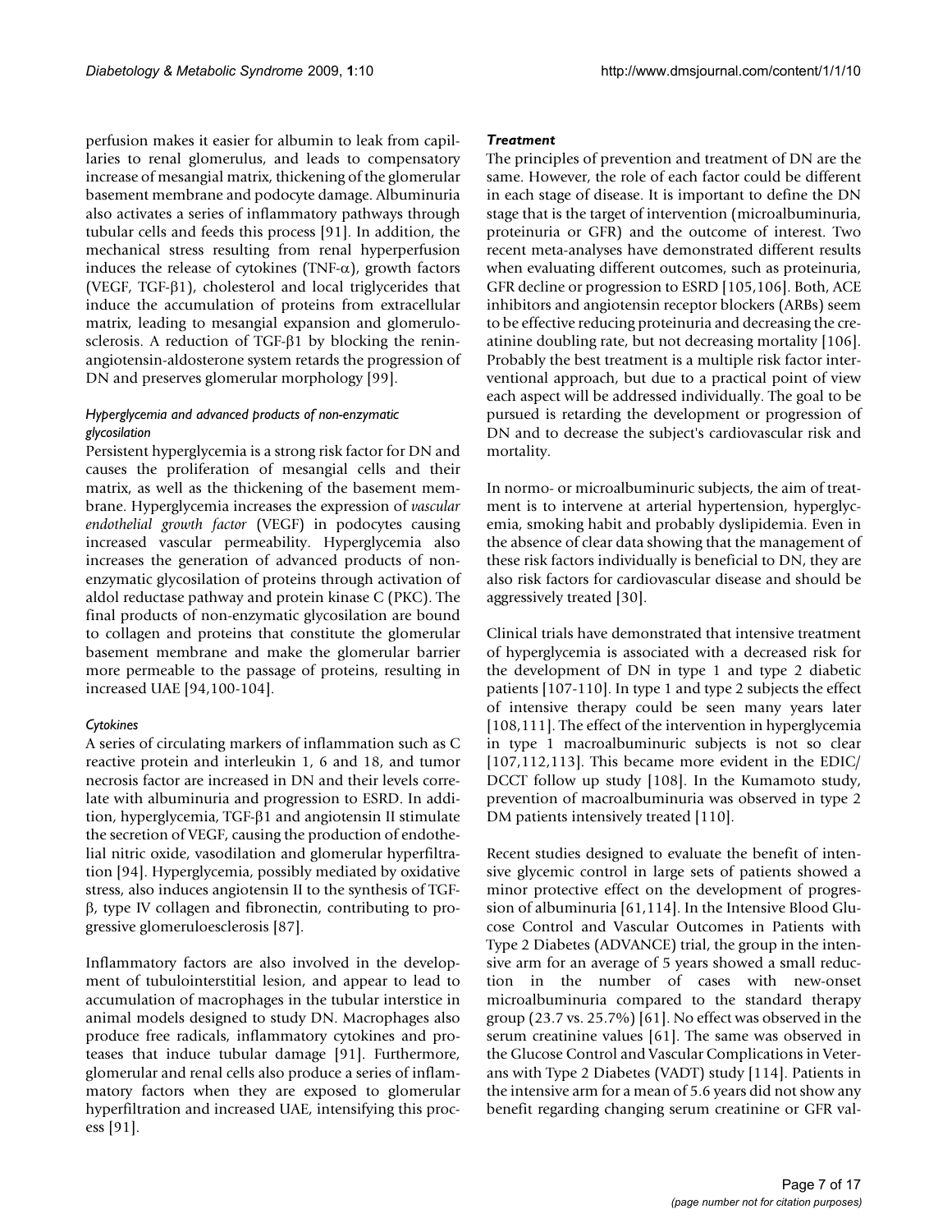perfusion makes it easier for albumin to leak from capillaries to renal glomerulus, and leads to compensatory increase of mesangial matrix, thickening of the glomerular basement membrane and podocyte damage. Albuminuria also activates a series of inflammatory pathways through tubular cells and feeds this process [91]. In addition, the mechanical stress resulting from renal hyperperfusion induces the release of cytokines (TNF-$\alpha$), growth factors (VEGF, TGF-$\beta$1), cholesterol and local triglycerides that induce the accumulation of proteins from extracellular matrix, leading to mesangial expansion and glomerulosclerosis. A reduction of TGF-$\beta$1 by blocking the renin-angiotensin-aldosterone system retards the progression of DN and preserves glomerular morphology [99].

#### *Hyperglycemia and advanced products of non-enzymatic glycosilation*

Persistent hyperglycemia is a strong risk factor for DN and causes the proliferation of mesangial cells and their matrix, as well as the thickening of the basement membrane. Hyperglycemia increases the expression of *vascular endothelial growth factor* (VEGF) in podocytes causing increased vascular permeability. Hyperglycemia also increases the generation of advanced products of non-enzymatic glycosilation of proteins through activation of aldol reductase pathway and protein kinase C (PKC). The final products of non-enzymatic glycosilation are bound to collagen and proteins that constitute the glomerular basement membrane and make the glomerular barrier more permeable to the passage of proteins, resulting in increased UAE [94,100-104].

#### *Cytokines*

A series of circulating markers of inflammation such as C reactive protein and interleukin 1, 6 and 18, and tumor necrosis factor are increased in DN and their levels correlate with albuminuria and progression to ESRD. In addition, hyperglycemia, TGF-$\beta$1 and angiotensin II stimulate the secretion of VEGF, causing the production of endothelial nitric oxide, vasodilation and glomerular hyperfiltration [94]. Hyperglycemia, possibly mediated by oxidative stress, also induces angiotensin II to the synthesis of TGF-$\beta$, type IV collagen and fibronectin, contributing to progressive glomeruloesclerosis [87].

Inflammatory factors are also involved in the development of tubulointerstitial lesion, and appear to lead to accumulation of macrophages in the tubular interstice in animal models designed to study DN. Macrophages also produce free radicals, inflammatory cytokines and proteases that induce tubular damage [91]. Furthermore, glomerular and renal cells also produce a series of inflammatory factors when they are exposed to glomerular hyperfiltration and increased UAE, intensifying this process [91].

### *Treatment*

The principles of prevention and treatment of DN are the same. However, the role of each factor could be different in each stage of disease. It is important to define the DN stage that is the target of intervention (microalbuminuria, proteinuria or GFR) and the outcome of interest. Two recent meta-analyses have demonstrated different results when evaluating different outcomes, such as proteinuria, GFR decline or progression to ESRD [105,106]. Both, ACE inhibitors and angiotensin receptor blockers (ARBs) seem to be effective reducing proteinuria and decreasing the creatinine doubling rate, but not decreasing mortality [106]. Probably the best treatment is a multiple risk factor interventional approach, but due to a practical point of view each aspect will be addressed individually. The goal to be pursued is retarding the development or progression of DN and to decrease the subject's cardiovascular risk and mortality.

In normo- or microalbuminuric subjects, the aim of treatment is to intervene at arterial hypertension, hyperglycemia, smoking habit and probably dyslipidemia. Even in the absence of clear data showing that the management of these risk factors individually is beneficial to DN, they are also risk factors for cardiovascular disease and should be aggressively treated [30].

Clinical trials have demonstrated that intensive treatment of hyperglycemia is associated with a decreased risk for the development of DN in type 1 and type 2 diabetic patients [107-110]. In type 1 and type 2 subjects the effect of intensive therapy could be seen many years later [108,111]. The effect of the intervention in hyperglycemia in type 1 macroalbuminuric subjects is not so clear [107,112,113]. This became more evident in the EDIC/DCCT follow up study [108]. In the Kumamoto study, prevention of macroalbuminuria was observed in type 2 DM patients intensively treated [110].

Recent studies designed to evaluate the benefit of intensive glycemic control in large sets of patients showed a minor protective effect on the development of progression of albuminuria [61,114]. In the Intensive Blood Glucose Control and Vascular Outcomes in Patients with Type 2 Diabetes (ADVANCE) trial, the group in the intensive arm for an average of 5 years showed a small reduction in the number of cases with new-onset microalbuminuria compared to the standard therapy group (23.7 vs. 25.7%) [61]. No effect was observed in the serum creatinine values [61]. The same was observed in the Glucose Control and Vascular Complications in Veterans with Type 2 Diabetes (VADT) study [114]. Patients in the intensive arm for a mean of 5.6 years did not show any benefit regarding changing serum creatinine or GFR val-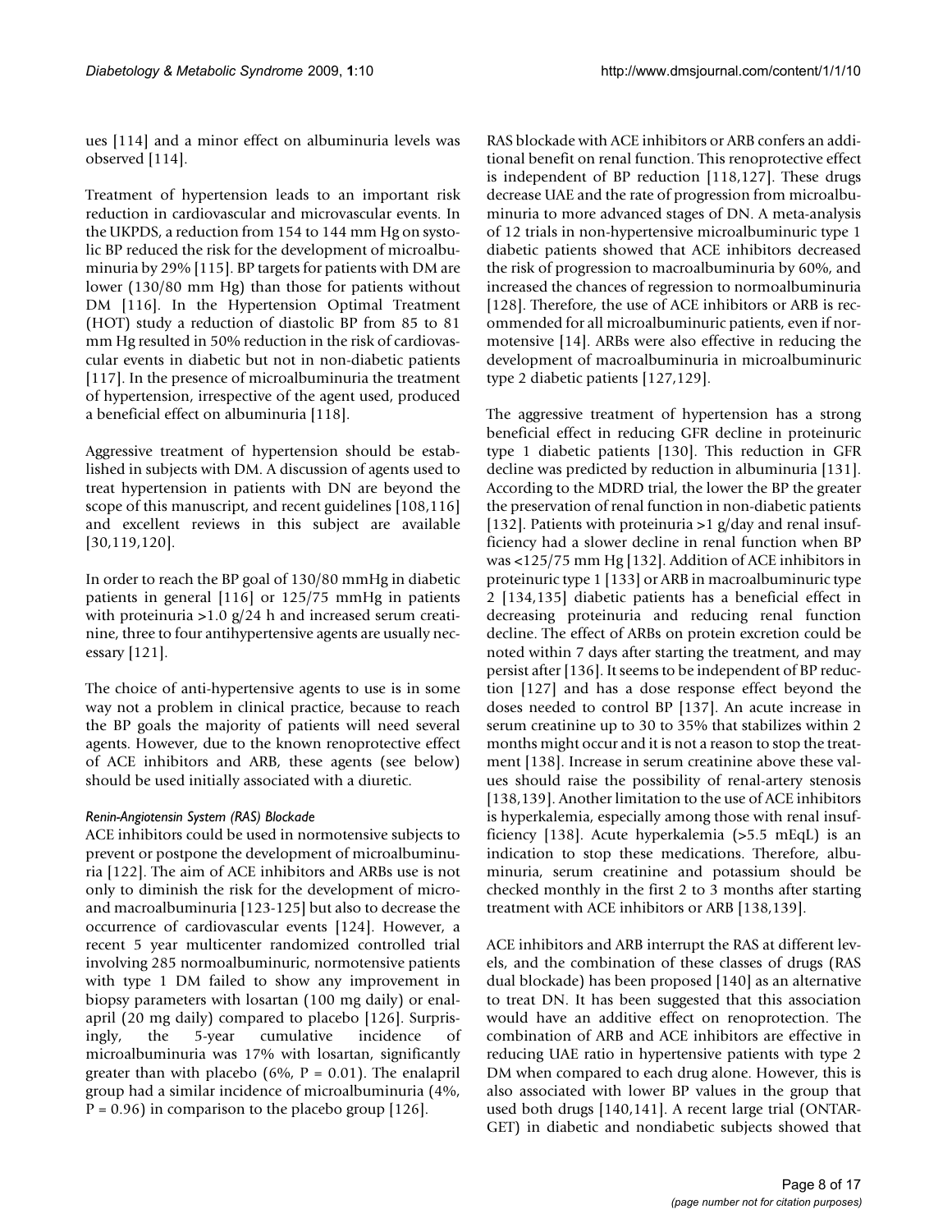ues [114] and a minor effect on albuminuria levels was observed [114].

Treatment of hypertension leads to an important risk reduction in cardiovascular and microvascular events. In the UKPDS, a reduction from 154 to 144 mm Hg on systolic BP reduced the risk for the development of microalbuminuria by 29% [115]. BP targets for patients with DM are lower (130/80 mm Hg) than those for patients without DM [116]. In the Hypertension Optimal Treatment (HOT) study a reduction of diastolic BP from 85 to 81 mm Hg resulted in 50% reduction in the risk of cardiovascular events in diabetic but not in non-diabetic patients [117]. In the presence of microalbuminuria the treatment of hypertension, irrespective of the agent used, produced a beneficial effect on albuminuria [118].

Aggressive treatment of hypertension should be established in subjects with DM. A discussion of agents used to treat hypertension in patients with DN are beyond the scope of this manuscript, and recent guidelines [108,116] and excellent reviews in this subject are available [30,119,120].

In order to reach the BP goal of 130/80 mmHg in diabetic patients in general [116] or 125/75 mmHg in patients with proteinuria >1.0 g/24 h and increased serum creatinine, three to four antihypertensive agents are usually necessary [121].

The choice of anti-hypertensive agents to use is in some way not a problem in clinical practice, because to reach the BP goals the majority of patients will need several agents. However, due to the known renoprotective effect of ACE inhibitors and ARB, these agents (see below) should be used initially associated with a diuretic.

#### *Renin-Angiotensin System (RAS) Blockade*

ACE inhibitors could be used in normotensive subjects to prevent or postpone the development of microalbuminuria [122]. The aim of ACE inhibitors and ARBs use is not only to diminish the risk for the development of micro- and macroalbuminuria [123-125] but also to decrease the occurrence of cardiovascular events [124]. However, a recent 5 year multicenter randomized controlled trial involving 285 normoalbuminuric, normotensive patients with type 1 DM failed to show any improvement in biopsy parameters with losartan (100 mg daily) or enalapril (20 mg daily) compared to placebo [126]. Surprisingly, the 5-year cumulative incidence of microalbuminuria was 17% with losartan, significantly greater than with placebo (6%, P = 0.01). The enalapril group had a similar incidence of microalbuminuria (4%, P = 0.96) in comparison to the placebo group [126].

RAS blockade with ACE inhibitors or ARB confers an additional benefit on renal function. This renoprotective effect is independent of BP reduction [118,127]. These drugs decrease UAE and the rate of progression from microalbuminuria to more advanced stages of DN. A meta-analysis of 12 trials in non-hypertensive microalbuminuric type 1 diabetic patients showed that ACE inhibitors decreased the risk of progression to macroalbuminuria by 60%, and increased the chances of regression to normoalbuminuria [128]. Therefore, the use of ACE inhibitors or ARB is recommended for all microalbuminuric patients, even if normotensive [14]. ARBs were also effective in reducing the development of macroalbuminuria in microalbuminuric type 2 diabetic patients [127,129].

The aggressive treatment of hypertension has a strong beneficial effect in reducing GFR decline in proteinuric type 1 diabetic patients [130]. This reduction in GFR decline was predicted by reduction in albuminuria [131]. According to the MDRD trial, the lower the BP the greater the preservation of renal function in non-diabetic patients [132]. Patients with proteinuria >1 g/day and renal insufficiency had a slower decline in renal function when BP was <125/75 mm Hg [132]. Addition of ACE inhibitors in proteinuric type 1 [133] or ARB in macroalbuminuric type 2 [134,135] diabetic patients has a beneficial effect in decreasing proteinuria and reducing renal function decline. The effect of ARBs on protein excretion could be noted within 7 days after starting the treatment, and may persist after [136]. It seems to be independent of BP reduction [127] and has a dose response effect beyond the doses needed to control BP [137]. An acute increase in serum creatinine up to 30 to 35% that stabilizes within 2 months might occur and it is not a reason to stop the treatment [138]. Increase in serum creatinine above these values should raise the possibility of renal-artery stenosis [138,139]. Another limitation to the use of ACE inhibitors is hyperkalemia, especially among those with renal insufficiency [138]. Acute hyperkalemia (>5.5 mEqL) is an indication to stop these medications. Therefore, albuminuria, serum creatinine and potassium should be checked monthly in the first 2 to 3 months after starting treatment with ACE inhibitors or ARB [138,139].

ACE inhibitors and ARB interrupt the RAS at different levels, and the combination of these classes of drugs (RAS dual blockade) has been proposed [140] as an alternative to treat DN. It has been suggested that this association would have an additive effect on renoprotection. The combination of ARB and ACE inhibitors are effective in reducing UAE ratio in hypertensive patients with type 2 DM when compared to each drug alone. However, this is also associated with lower BP values in the group that used both drugs [140,141]. A recent large trial (ONTARGET) in diabetic and nondiabetic subjects showed that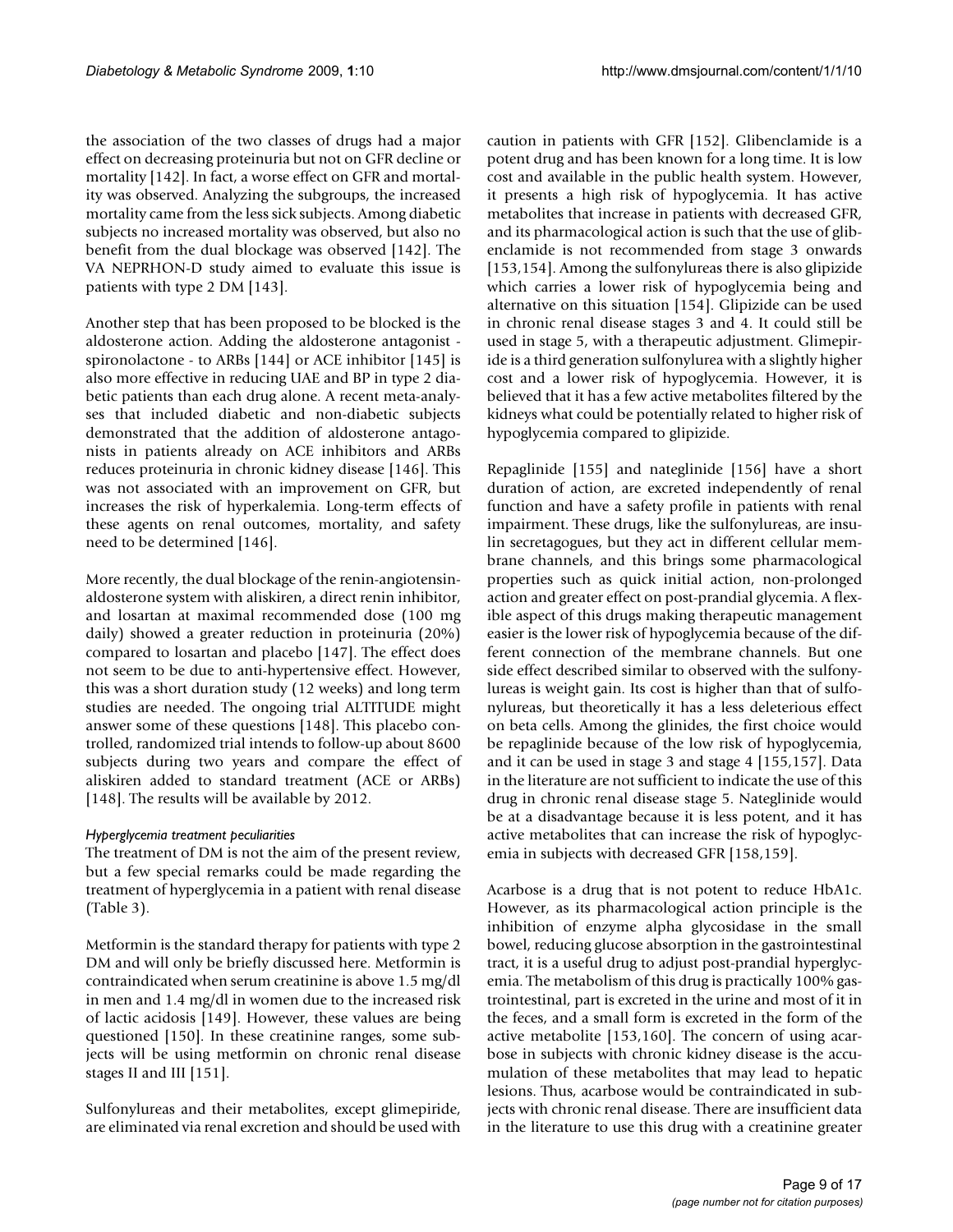the association of the two classes of drugs had a major effect on decreasing proteinuria but not on GFR decline or mortality [142]. In fact, a worse effect on GFR and mortality was observed. Analyzing the subgroups, the increased mortality came from the less sick subjects. Among diabetic subjects no increased mortality was observed, but also no benefit from the dual blockage was observed [142]. The VA NEPRHON-D study aimed to evaluate this issue is patients with type 2 DM [143].

Another step that has been proposed to be blocked is the aldosterone action. Adding the aldosterone antagonist - spironolactone - to ARBs [144] or ACE inhibitor [145] is also more effective in reducing UAE and BP in type 2 diabetic patients than each drug alone. A recent meta-analyses that included diabetic and non-diabetic subjects demonstrated that the addition of aldosterone antagonists in patients already on ACE inhibitors and ARBs reduces proteinuria in chronic kidney disease [146]. This was not associated with an improvement on GFR, but increases the risk of hyperkalemia. Long-term effects of these agents on renal outcomes, mortality, and safety need to be determined [146].

More recently, the dual blockage of the renin-angiotensin-aldosterone system with aliskiren, a direct renin inhibitor, and losartan at maximal recommended dose (100 mg daily) showed a greater reduction in proteinuria (20%) compared to losartan and placebo [147]. The effect does not seem to be due to anti-hypertensive effect. However, this was a short duration study (12 weeks) and long term studies are needed. The ongoing trial ALTITUDE might answer some of these questions [148]. This placebo controlled, randomized trial intends to follow-up about 8600 subjects during two years and compare the effect of aliskiren added to standard treatment (ACE or ARBs) [148]. The results will be available by 2012.

*Hyperglycemia treatment peculiarities*

The treatment of DM is not the aim of the present review, but a few special remarks could be made regarding the treatment of hyperglycemia in a patient with renal disease (Table 3).

Metformin is the standard therapy for patients with type 2 DM and will only be briefly discussed here. Metformin is contraindicated when serum creatinine is above 1.5 mg/dl in men and 1.4 mg/dl in women due to the increased risk of lactic acidosis [149]. However, these values are being questioned [150]. In these creatinine ranges, some subjects will be using metformin on chronic renal disease stages II and III [151].

Sulfonylureas and their metabolites, except glimepiride, are eliminated via renal excretion and should be used with caution in patients with GFR [152]. Glibenclamide is a potent drug and has been known for a long time. It is low cost and available in the public health system. However, it presents a high risk of hypoglycemia. It has active metabolites that increase in patients with decreased GFR, and its pharmacological action is such that the use of glibenclamide is not recommended from stage 3 onwards [153,154]. Among the sulfonylureas there is also glipizide which carries a lower risk of hypoglycemia being and alternative on this situation [154]. Glipizide can be used in chronic renal disease stages 3 and 4. It could still be used in stage 5, with a therapeutic adjustment. Glimepiride is a third generation sulfonylurea with a slightly higher cost and a lower risk of hypoglycemia. However, it is believed that it has a few active metabolites filtered by the kidneys what could be potentially related to higher risk of hypoglycemia compared to glipizide.

Repaglinide [155] and nateglinide [156] have a short duration of action, are excreted independently of renal function and have a safety profile in patients with renal impairment. These drugs, like the sulfonylureas, are insulin secretagogues, but they act in different cellular membrane channels, and this brings some pharmacological properties such as quick initial action, non-prolonged action and greater effect on post-prandial glycemia. A flexible aspect of this drugs making therapeutic management easier is the lower risk of hypoglycemia because of the different connection of the membrane channels. But one side effect described similar to observed with the sulfonylureas is weight gain. Its cost is higher than that of sulfonylureas, but theoretically it has a less deleterious effect on beta cells. Among the glinides, the first choice would be repaglinide because of the low risk of hypoglycemia, and it can be used in stage 3 and stage 4 [155,157]. Data in the literature are not sufficient to indicate the use of this drug in chronic renal disease stage 5. Nateglinide would be at a disadvantage because it is less potent, and it has active metabolites that can increase the risk of hypoglycemia in subjects with decreased GFR [158,159].

Acarbose is a drug that is not potent to reduce HbA1c. However, as its pharmacological action principle is the inhibition of enzyme alpha glycosidase in the small bowel, reducing glucose absorption in the gastrointestinal tract, it is a useful drug to adjust post-prandial hyperglycemia. The metabolism of this drug is practically 100% gastrointestinal, part is excreted in the urine and most of it in the feces, and a small form is excreted in the form of the active metabolite [153,160]. The concern of using acarbose in subjects with chronic kidney disease is the accumulation of these metabolites that may lead to hepatic lesions. Thus, acarbose would be contraindicated in subjects with chronic renal disease. There are insufficient data in the literature to use this drug with a creatinine greater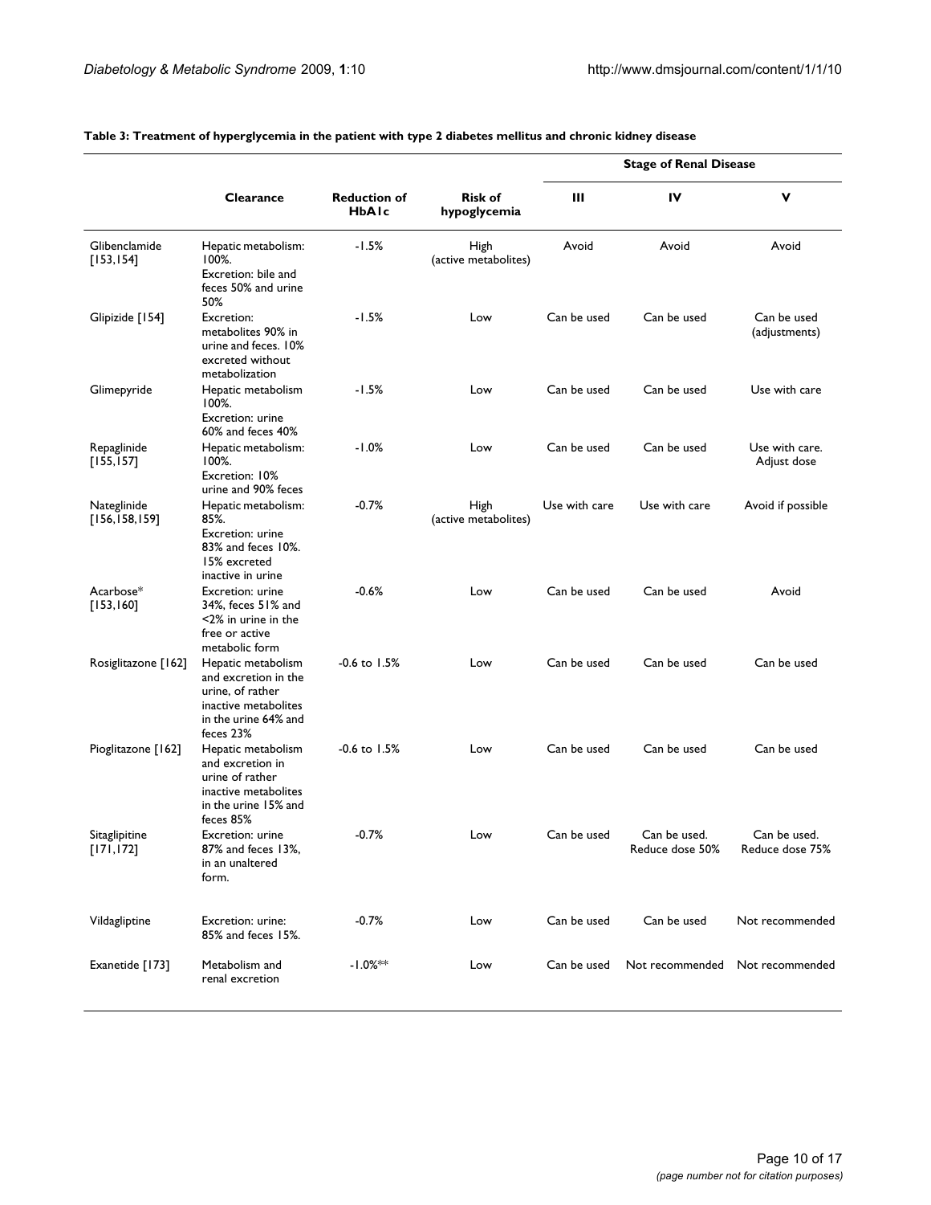**Table 3: Treatment of hyperglycemia in the patient with type 2 diabetes mellitus and chronic kidney disease**

| | Clearance | Reduction of HbA1c | Risk of hypoglycemia | Stage of Renal Disease | | |
|---|---|---|---|---|---|---|
| | | | | III | IV | V |
| Glibenclamide [153,154] | Hepatic metabolism: 100%. Excretion: bile and feces 50% and urine 50% | -1.5% | High (active metabolites) | Avoid | Avoid | Avoid |
| Glipizide [154] | Excretion: metabolites 90% in urine and feces. 10% excreted without metabolization | -1.5% | Low | Can be used | Can be used | Can be used (adjustments) |
| Glimepyride | Hepatic metabolism 100%. Excretion: urine 60% and feces 40% | -1.5% | Low | Can be used | Can be used | Use with care |
| Repaglinide [155,157] | Hepatic metabolism: 100%. Excretion: 10% urine and 90% feces | -1.0% | Low | Can be used | Can be used | Use with care. Adjust dose |
| Nateglinide [156,158,159] | Hepatic metabolism: 85%. Excretion: urine 83% and feces 10%. 15% excreted inactive in urine | -0.7% | High (active metabolites) | Use with care | Use with care | Avoid if possible |
| Acarbose* [153,160] | Excretion: urine 34%, feces 51% and <2% in urine in the free or active metabolic form | -0.6% | Low | Can be used | Can be used | Avoid |
| Rosiglitazone [162] | Hepatic metabolism and excretion in the urine, of rather inactive metabolites in the urine 64% and feces 23% | -0.6 to 1.5% | Low | Can be used | Can be used | Can be used |
| Pioglitazone [162] | Hepatic metabolism and excretion in urine of rather inactive metabolites in the urine 15% and feces 85% | -0.6 to 1.5% | Low | Can be used | Can be used | Can be used |
| Sitaglipitine [171,172] | Excretion: urine 87% and feces 13%, in an unaltered form. | -0.7% | Low | Can be used | Can be used. Reduce dose 50% | Can be used. Reduce dose 75% |
| Vildagliptine | Excretion: urine: 85% and feces 15%. | -0.7% | Low | Can be used | Can be used | Not recommended |
| Exanetide [173] | Metabolism and renal excretion | -1.0%** | Low | Can be used | Not recommended | Not recommended |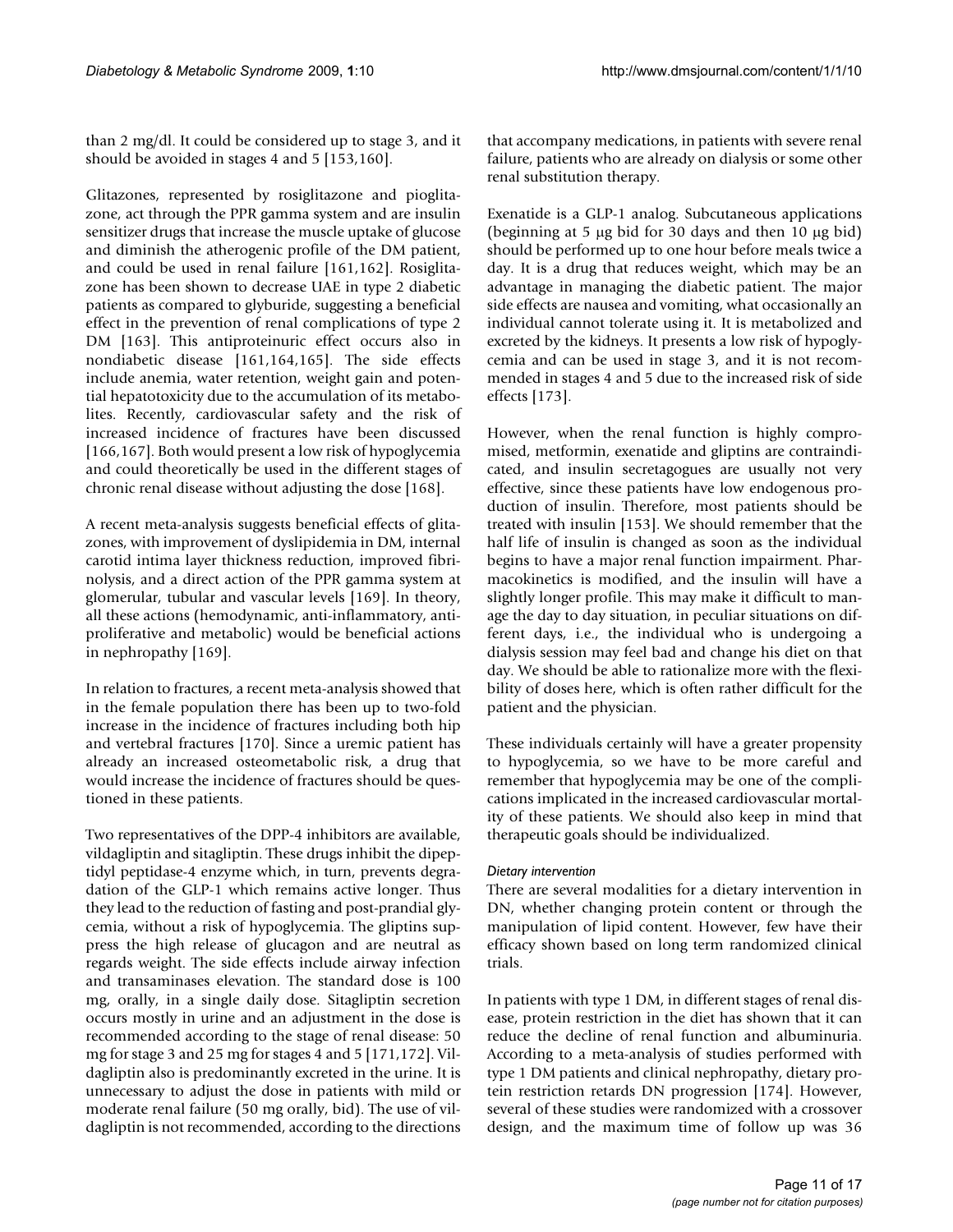than 2 mg/dl. It could be considered up to stage 3, and it should be avoided in stages 4 and 5 [153,160].

Glitazones, represented by rosiglitazone and pioglitazone, act through the PPR gamma system and are insulin sensitizer drugs that increase the muscle uptake of glucose and diminish the atherogenic profile of the DM patient, and could be used in renal failure [161,162]. Rosiglitazone has been shown to decrease UAE in type 2 diabetic patients as compared to glyburide, suggesting a beneficial effect in the prevention of renal complications of type 2 DM [163]. This antiproteinuric effect occurs also in nondiabetic disease [161,164,165]. The side effects include anemia, water retention, weight gain and potential hepatotoxicity due to the accumulation of its metabolites. Recently, cardiovascular safety and the risk of increased incidence of fractures have been discussed [166,167]. Both would present a low risk of hypoglycemia and could theoretically be used in the different stages of chronic renal disease without adjusting the dose [168].

A recent meta-analysis suggests beneficial effects of glitazones, with improvement of dyslipidemia in DM, internal carotid intima layer thickness reduction, improved fibrinolysis, and a direct action of the PPR gamma system at glomerular, tubular and vascular levels [169]. In theory, all these actions (hemodynamic, anti-inflammatory, antiproliferative and metabolic) would be beneficial actions in nephropathy [169].

In relation to fractures, a recent meta-analysis showed that in the female population there has been up to two-fold increase in the incidence of fractures including both hip and vertebral fractures [170]. Since a uremic patient has already an increased osteometabolic risk, a drug that would increase the incidence of fractures should be questioned in these patients.

Two representatives of the DPP-4 inhibitors are available, vildagliptin and sitagliptin. These drugs inhibit the dipeptidyl peptidase-4 enzyme which, in turn, prevents degradation of the GLP-1 which remains active longer. Thus they lead to the reduction of fasting and post-prandial glycemia, without a risk of hypoglycemia. The gliptins suppress the high release of glucagon and are neutral as regards weight. The side effects include airway infection and transaminases elevation. The standard dose is 100 mg, orally, in a single daily dose. Sitagliptin secretion occurs mostly in urine and an adjustment in the dose is recommended according to the stage of renal disease: 50 mg for stage 3 and 25 mg for stages 4 and 5 [171,172]. Vildagliptin also is predominantly excreted in the urine. It is unnecessary to adjust the dose in patients with mild or moderate renal failure (50 mg orally, bid). The use of vildagliptin is not recommended, according to the directions that accompany medications, in patients with severe renal failure, patients who are already on dialysis or some other renal substitution therapy.

Exenatide is a GLP-1 analog. Subcutaneous applications (beginning at 5 μg bid for 30 days and then 10 μg bid) should be performed up to one hour before meals twice a day. It is a drug that reduces weight, which may be an advantage in managing the diabetic patient. The major side effects are nausea and vomiting, what occasionally an individual cannot tolerate using it. It is metabolized and excreted by the kidneys. It presents a low risk of hypoglycemia and can be used in stage 3, and it is not recommended in stages 4 and 5 due to the increased risk of side effects [173].

However, when the renal function is highly compromised, metformin, exenatide and gliptins are contraindicated, and insulin secretagogues are usually not very effective, since these patients have low endogenous production of insulin. Therefore, most patients should be treated with insulin [153]. We should remember that the half life of insulin is changed as soon as the individual begins to have a major renal function impairment. Pharmacokinetics is modified, and the insulin will have a slightly longer profile. This may make it difficult to manage the day to day situation, in peculiar situations on different days, i.e., the individual who is undergoing a dialysis session may feel bad and change his diet on that day. We should be able to rationalize more with the flexibility of doses here, which is often rather difficult for the patient and the physician.

These individuals certainly will have a greater propensity to hypoglycemia, so we have to be more careful and remember that hypoglycemia may be one of the complications implicated in the increased cardiovascular mortality of these patients. We should also keep in mind that therapeutic goals should be individualized.

#### *Dietary intervention*

There are several modalities for a dietary intervention in DN, whether changing protein content or through the manipulation of lipid content. However, few have their efficacy shown based on long term randomized clinical trials.

In patients with type 1 DM, in different stages of renal disease, protein restriction in the diet has shown that it can reduce the decline of renal function and albuminuria. According to a meta-analysis of studies performed with type 1 DM patients and clinical nephropathy, dietary protein restriction retards DN progression [174]. However, several of these studies were randomized with a crossover design, and the maximum time of follow up was 36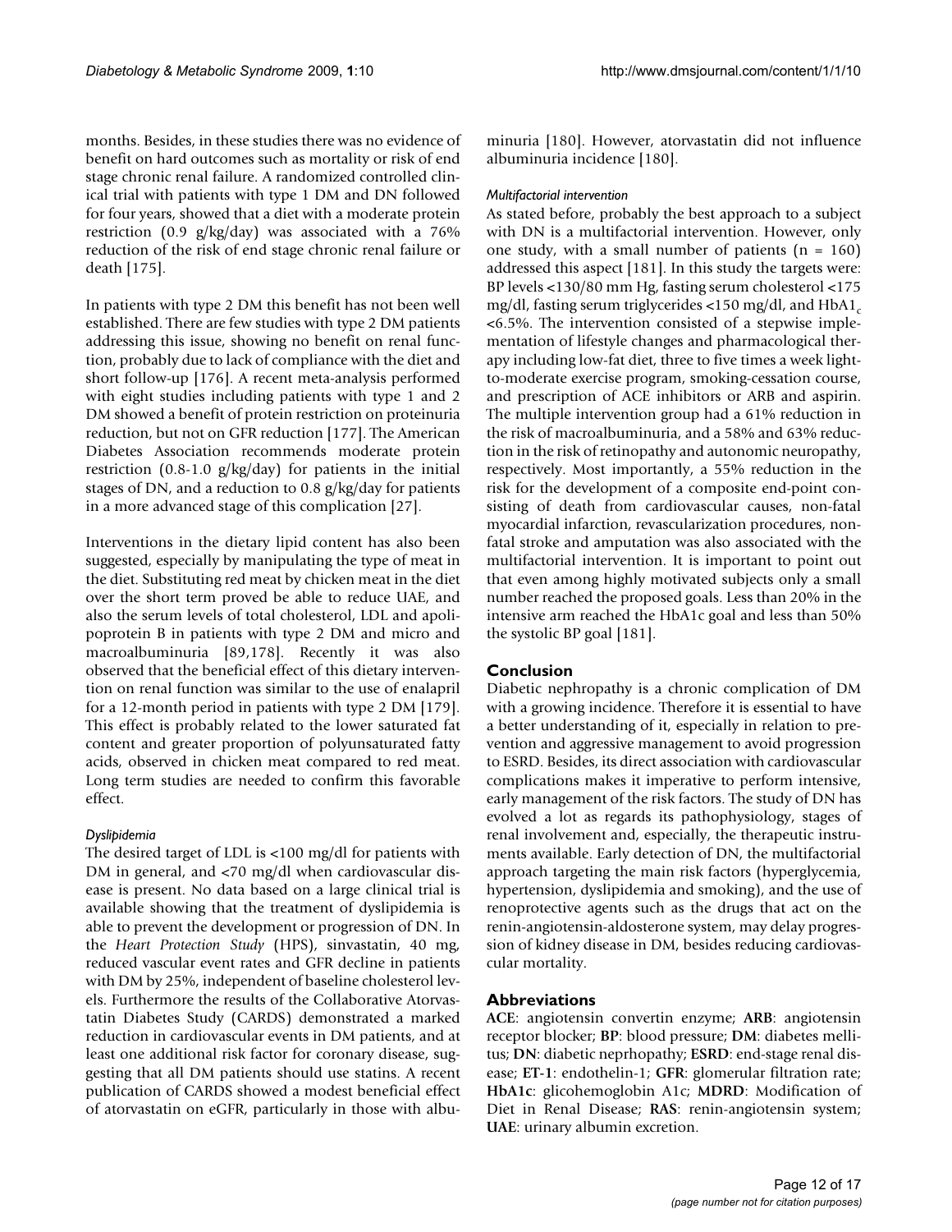months. Besides, in these studies there was no evidence of benefit on hard outcomes such as mortality or risk of end stage chronic renal failure. A randomized controlled clinical trial with patients with type 1 DM and DN followed for four years, showed that a diet with a moderate protein restriction (0.9 g/kg/day) was associated with a 76% reduction of the risk of end stage chronic renal failure or death [175].

In patients with type 2 DM this benefit has not been well established. There are few studies with type 2 DM patients addressing this issue, showing no benefit on renal function, probably due to lack of compliance with the diet and short follow-up [176]. A recent meta-analysis performed with eight studies including patients with type 1 and 2 DM showed a benefit of protein restriction on proteinuria reduction, but not on GFR reduction [177]. The American Diabetes Association recommends moderate protein restriction (0.8-1.0 g/kg/day) for patients in the initial stages of DN, and a reduction to 0.8 g/kg/day for patients in a more advanced stage of this complication [27].

Interventions in the dietary lipid content has also been suggested, especially by manipulating the type of meat in the diet. Substituting red meat by chicken meat in the diet over the short term proved be able to reduce UAE, and also the serum levels of total cholesterol, LDL and apolipoprotein B in patients with type 2 DM and micro and macroalbuminuria [89,178]. Recently it was also observed that the beneficial effect of this dietary intervention on renal function was similar to the use of enalapril for a 12-month period in patients with type 2 DM [179]. This effect is probably related to the lower saturated fat content and greater proportion of polyunsaturated fatty acids, observed in chicken meat compared to red meat. Long term studies are needed to confirm this favorable effect.

#### *Dyslipidemia*

The desired target of LDL is <100 mg/dl for patients with DM in general, and <70 mg/dl when cardiovascular disease is present. No data based on a large clinical trial is available showing that the treatment of dyslipidemia is able to prevent the development or progression of DN. In the *Heart Protection Study* (HPS), sinvastatin, 40 mg, reduced vascular event rates and GFR decline in patients with DM by 25%, independent of baseline cholesterol levels. Furthermore the results of the Collaborative Atorvastatin Diabetes Study (CARDS) demonstrated a marked reduction in cardiovascular events in DM patients, and at least one additional risk factor for coronary disease, suggesting that all DM patients should use statins. A recent publication of CARDS showed a modest beneficial effect of atorvastatin on eGFR, particularly in those with albuminuria [180]. However, atorvastatin did not influence albuminuria incidence [180].

#### *Multifactorial intervention*

As stated before, probably the best approach to a subject with DN is a multifactorial intervention. However, only one study, with a small number of patients (n = 160) addressed this aspect [181]. In this study the targets were: BP levels <130/80 mm Hg, fasting serum cholesterol <175 mg/dl, fasting serum triglycerides <150 mg/dl, and $HbA1_c$ <6.5%. The intervention consisted of a stepwise implementation of lifestyle changes and pharmacological therapy including low-fat diet, three to five times a week light-to-moderate exercise program, smoking-cessation course, and prescription of ACE inhibitors or ARB and aspirin. The multiple intervention group had a 61% reduction in the risk of macroalbuminuria, and a 58% and 63% reduction in the risk of retinopathy and autonomic neuropathy, respectively. Most importantly, a 55% reduction in the risk for the development of a composite end-point consisting of death from cardiovascular causes, non-fatal myocardial infarction, revascularization procedures, non-fatal stroke and amputation was also associated with the multifactorial intervention. It is important to point out that even among highly motivated subjects only a small number reached the proposed goals. Less than 20% in the intensive arm reached the HbA1c goal and less than 50% the systolic BP goal [181].

## Conclusion

Diabetic nephropathy is a chronic complication of DM with a growing incidence. Therefore it is essential to have a better understanding of it, especially in relation to prevention and aggressive management to avoid progression to ESRD. Besides, its direct association with cardiovascular complications makes it imperative to perform intensive, early management of the risk factors. The study of DN has evolved a lot as regards its pathophysiology, stages of renal involvement and, especially, the therapeutic instruments available. Early detection of DN, the multifactorial approach targeting the main risk factors (hyperglycemia, hypertension, dyslipidemia and smoking), and the use of renoprotective agents such as the drugs that act on the renin-angiotensin-aldosterone system, may delay progression of kidney disease in DM, besides reducing cardiovascular mortality.

## Abbreviations

**ACE**: angiotensin convertin enzyme; **ARB**: angiotensin receptor blocker; **BP**: blood pressure; **DM**: diabetes mellitus; **DN**: diabetic neprhopathy; **ESRD**: end-stage renal disease; **ET-1**: endothelin-1; **GFR**: glomerular filtration rate; **HbA1c**: glicohemoglobin A1c; **MDRD**: Modification of Diet in Renal Disease; **RAS**: renin-angiotensin system; **UAE**: urinary albumin excretion.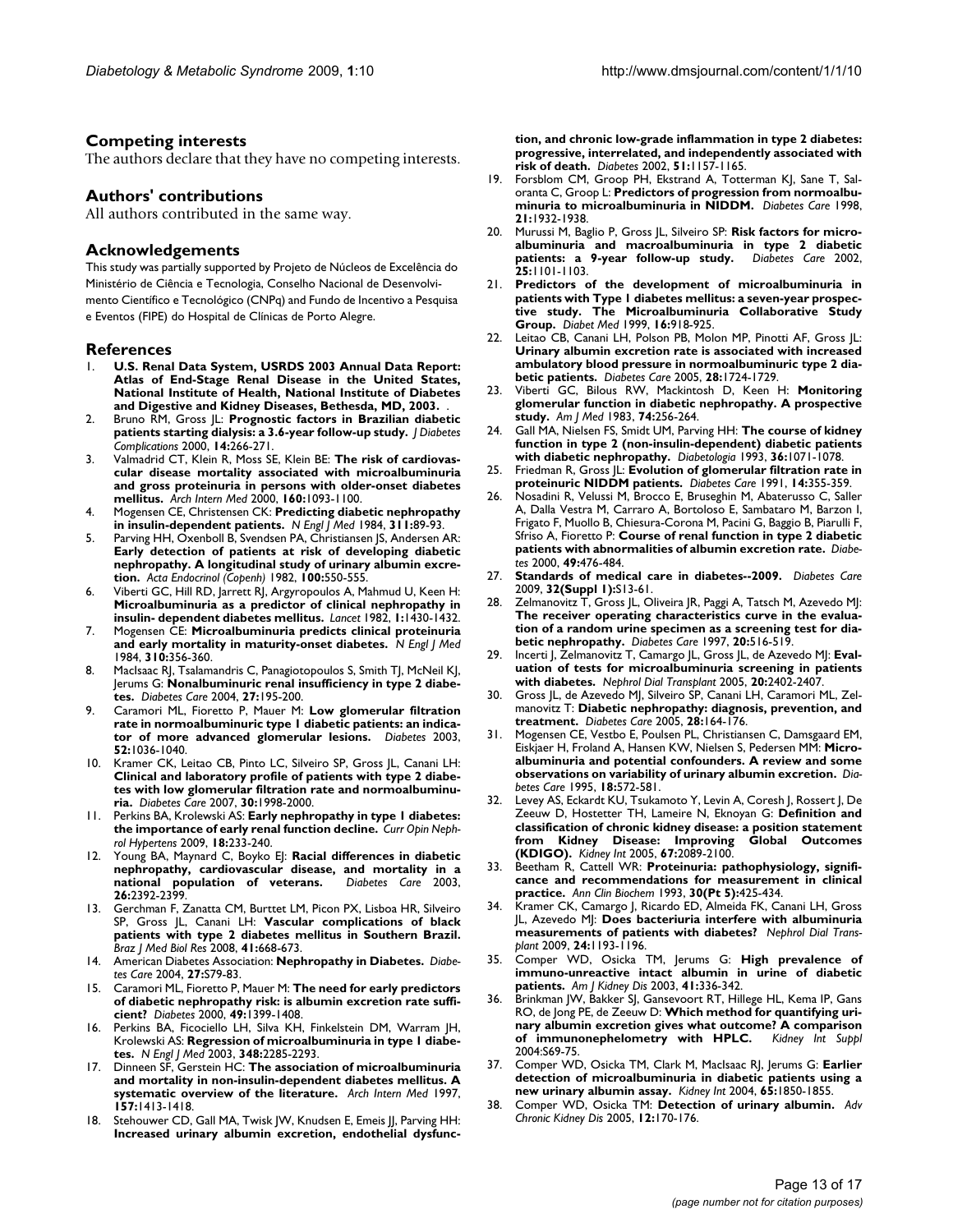## Competing interests

The authors declare that they have no competing interests.

## Authors' contributions

All authors contributed in the same way.

## Acknowledgements

This study was partially supported by Projeto de Núcleos de Excelência do Ministério de Ciência e Tecnologia, Conselho Nacional de Desenvolvimento Científico e Tecnológico (CNPq) and Fundo de Incentivo a Pesquisa e Eventos (FIPE) do Hospital de Clínicas de Porto Alegre.

## References

1. **U.S. Renal Data System, USRDS 2003 Annual Data Report: Atlas of End-Stage Renal Disease in the United States, National Institute of Health, National Institute of Diabetes and Digestive and Kidney Diseases, Bethesda, MD, 2003.** .
2. Bruno RM, Gross JL: **Prognostic factors in Brazilian diabetic patients starting dialysis: a 3.6-year follow-up study.** *J Diabetes Complications* 2000, **14:**266-271.
3. Valmadrid CT, Klein R, Moss SE, Klein BE: **The risk of cardiovascular disease mortality associated with microalbuminuria and gross proteinuria in persons with older-onset diabetes mellitus.** *Arch Intern Med* 2000, **160:**1093-1100.
4. Mogensen CE, Christensen CK: **Predicting diabetic nephropathy in insulin-dependent patients.** *N Engl J Med* 1984, **311:**89-93.
5. Parving HH, Oxenboll B, Svendsen PA, Christiansen JS, Andersen AR: **Early detection of patients at risk of developing diabetic nephropathy. A longitudinal study of urinary albumin excretion.** *Acta Endocrinol (Copenh)* 1982, **100:**550-555.
6. Viberti GC, Hill RD, Jarrett RJ, Argyropoulos A, Mahmud U, Keen H: **Microalbuminuria as a predictor of clinical nephropathy in insulin- dependent diabetes mellitus.** *Lancet* 1982, **1:**1430-1432.
7. Mogensen CE: **Microalbuminuria predicts clinical proteinuria and early mortality in maturity-onset diabetes.** *N Engl J Med* 1984, **310:**356-360.
8. MacIsaac RJ, Tsalamandris C, Panagiotopoulos S, Smith TJ, McNeil KJ, Jerums G: **Nonalbuminuric renal insufficiency in type 2 diabetes.** *Diabetes Care* 2004, **27:**195-200.
9. Caramori ML, Fioretto P, Mauer M: **Low glomerular filtration rate in normoalbuminuric type 1 diabetic patients: an indicator of more advanced glomerular lesions.** *Diabetes* 2003, **52:**1036-1040.
10. Kramer CK, Leitao CB, Pinto LC, Silveiro SP, Gross JL, Canani LH: **Clinical and laboratory profile of patients with type 2 diabetes with low glomerular filtration rate and normoalbuminuria.** *Diabetes Care* 2007, **30:**1998-2000.
11. Perkins BA, Krolewski AS: **Early nephropathy in type 1 diabetes: the importance of early renal function decline.** *Curr Opin Nephrol Hypertens* 2009, **18:**233-240.
12. Young BA, Maynard C, Boyko EJ: **Racial differences in diabetic nephropathy, cardiovascular disease, and mortality in a national population of veterans.** *Diabetes Care* 2003, **26:**2392-2399.
13. Gerchman F, Zanatta CM, Burttet LM, Picon PX, Lisboa HR, Silveiro SP, Gross JL, Canani LH: **Vascular complications of black patients with type 2 diabetes mellitus in Southern Brazil.** *Braz J Med Biol Res* 2008, **41:**668-673.
14. American Diabetes Association: **Nephropathy in Diabetes.** *Diabetes Care* 2004, **27:**S79-83.
15. Caramori ML, Fioretto P, Mauer M: **The need for early predictors of diabetic nephropathy risk: is albumin excretion rate sufficient?** *Diabetes* 2000, **49:**1399-1408.
16. Perkins BA, Ficociello LH, Silva KH, Finkelstein DM, Warram JH, Krolewski AS: **Regression of microalbuminuria in type 1 diabetes.** *N Engl J Med* 2003, **348:**2285-2293.
17. Dinneen SF, Gerstein HC: **The association of microalbuminuria and mortality in non-insulin-dependent diabetes mellitus. A systematic overview of the literature.** *Arch Intern Med* 1997, **157:**1413-1418.
18. Stehouwer CD, Gall MA, Twisk JW, Knudsen E, Emeis JJ, Parving HH: **Increased urinary albumin excretion, endothelial dysfunction, and chronic low-grade inflammation in type 2 diabetes: progressive, interrelated, and independently associated with risk of death.** *Diabetes* 2002, **51:**1157-1165.
19. Forsblom CM, Groop PH, Ekstrand A, Totterman KJ, Sane T, Saloranta C, Groop L: **Predictors of progression from normoalbuminuria to microalbuminuria in NIDDM.** *Diabetes Care* 1998, **21:**1932-1938.
20. Murussi M, Baglio P, Gross JL, Silveiro SP: **Risk factors for microalbuminuria and macroalbuminuria in type 2 diabetic patients: a 9-year follow-up study.** *Diabetes Care* 2002, **25:**1101-1103.
21. **Predictors of the development of microalbuminuria in patients with Type 1 diabetes mellitus: a seven-year prospective study. The Microalbuminuria Collaborative Study Group.** *Diabet Med* 1999, **16:**918-925.
22. Leitao CB, Canani LH, Polson PB, Molon MP, Pinotti AF, Gross JL: **Urinary albumin excretion rate is associated with increased ambulatory blood pressure in normoalbuminuric type 2 diabetic patients.** *Diabetes Care* 2005, **28:**1724-1729.
23. Viberti GC, Bilous RW, Mackintosh D, Keen H: **Monitoring glomerular function in diabetic nephropathy. A prospective study.** *Am J Med* 1983, **74:**256-264.
24. Gall MA, Nielsen FS, Smidt UM, Parving HH: **The course of kidney function in type 2 (non-insulin-dependent) diabetic patients with diabetic nephropathy.** *Diabetologia* 1993, **36:**1071-1078.
25. Friedman R, Gross JL: **Evolution of glomerular filtration rate in proteinuric NIDDM patients.** *Diabetes Care* 1991, **14:**355-359.
26. Nosadini R, Velussi M, Brocco E, Bruseghin M, Abaterusso C, Saller A, Dalla Vestra M, Carraro A, Bortoloso E, Sambataro M, Barzon I, Frigato F, Muollo B, Chiesura-Corona M, Pacini G, Baggio B, Piarulli F, Sfriso A, Fioretto P: **Course of renal function in type 2 diabetic patients with abnormalities of albumin excretion rate.** *Diabetes* 2000, **49:**476-484.
27. **Standards of medical care in diabetes--2009.** *Diabetes Care* 2009, **32(Suppl 1):**S13-61.
28. Zelmanovitz T, Gross JL, Oliveira JR, Paggi A, Tatsch M, Azevedo MJ: **The receiver operating characteristics curve in the evaluation of a random urine specimen as a screening test for diabetic nephropathy.** *Diabetes Care* 1997, **20:**516-519.
29. Incerti J, Zelmanovitz T, Camargo JL, Gross JL, de Azevedo MJ: **Evaluation of tests for microalbuminuria screening in patients with diabetes.** *Nephrol Dial Transplant* 2005, **20:**2402-2407.
30. Gross JL, de Azevedo MJ, Silveiro SP, Canani LH, Caramori ML, Zelmanovitz T: **Diabetic nephropathy: diagnosis, prevention, and treatment.** *Diabetes Care* 2005, **28:**164-176.
31. Mogensen CE, Vestbo E, Poulsen PL, Christiansen C, Damsgaard EM, Eiskjaer H, Froland A, Hansen KW, Nielsen S, Pedersen MM: **Microalbuminuria and potential confounders. A review and some observations on variability of urinary albumin excretion.** *Diabetes Care* 1995, **18:**572-581.
32. Levey AS, Eckardt KU, Tsukamoto Y, Levin A, Coresh J, Rossert J, De Zeeuw D, Hostetter TH, Lameire N, Eknoyan G: **Definition and classification of chronic kidney disease: a position statement from Kidney Disease: Improving Global Outcomes (KDIGO).** *Kidney Int* 2005, **67:**2089-2100.
33. Beetham R, Cattell WR: **Proteinuria: pathophysiology, significance and recommendations for measurement in clinical practice.** *Ann Clin Biochem* 1993, **30(Pt 5):**425-434.
34. Kramer CK, Camargo J, Ricardo ED, Almeida FK, Canani LH, Gross JL, Azevedo MJ: **Does bacteriuria interfere with albuminuria measurements of patients with diabetes?** *Nephrol Dial Transplant* 2009, **24:**1193-1196.
35. Comper WD, Osicka TM, Jerums G: **High prevalence of immuno-unreactive intact albumin in urine of diabetic patients.** *Am J Kidney Dis* 2003, **41:**336-342.
36. Brinkman JW, Bakker SJ, Gansevoort RT, Hillege HL, Kema IP, Gans RO, de Jong PE, de Zeeuw D: **Which method for quantifying urinary albumin excretion gives what outcome? A comparison of immunonephelometry with HPLC.** *Kidney Int Suppl* 2004:S69-75.
37. Comper WD, Osicka TM, Clark M, MacIsaac RJ, Jerums G: **Earlier detection of microalbuminuria in diabetic patients using a new urinary albumin assay.** *Kidney Int* 2004, **65:**1850-1855.
38. Comper WD, Osicka TM: **Detection of urinary albumin.** *Adv Chronic Kidney Dis* 2005, **12:**170-176.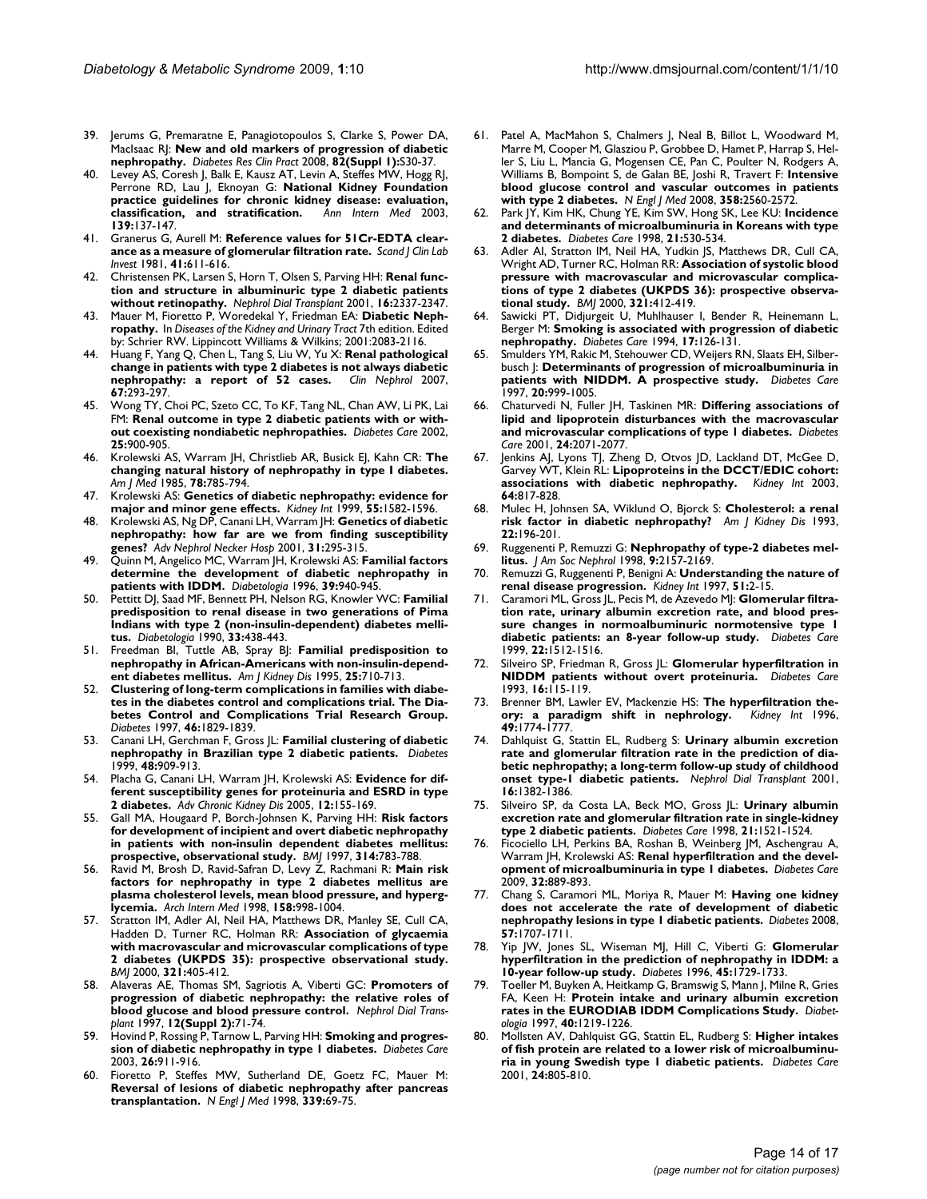39. Jerums G, Premaratne E, Panagiotopoulos S, Clarke S, Power DA, MacIsaac RJ: **New and old markers of progression of diabetic nephropathy.** *Diabetes Res Clin Pract* 2008, **82(Suppl 1):**S30-37.
40. Levey AS, Coresh J, Balk E, Kausz AT, Levin A, Steffes MW, Hogg RJ, Perrone RD, Lau J, Eknoyan G: **National Kidney Foundation practice guidelines for chronic kidney disease: evaluation, classification, and stratification.** *Ann Intern Med* 2003, **139:**137-147.
41. Granerus G, Aurell M: **Reference values for 51Cr-EDTA clearance as a measure of glomerular filtration rate.** *Scand J Clin Lab Invest* 1981, **41:**611-616.
42. Christensen PK, Larsen S, Horn T, Olsen S, Parving HH: **Renal function and structure in albuminuric type 2 diabetic patients without retinopathy.** *Nephrol Dial Transplant* 2001, **16:**2337-2347.
43. Mauer M, Fioretto P, Woredekal Y, Friedman EA: **Diabetic Nephropathy.** In *Diseases of the Kidney and Urinary Tract* 7th edition. Edited by: Schrier RW. Lippincott Williams & Wilkins; 2001:2083-2116.
44. Huang F, Yang Q, Chen L, Tang S, Liu W, Yu X: **Renal pathological change in patients with type 2 diabetes is not always diabetic nephropathy: a report of 52 cases.** *Clin Nephrol* 2007, **67:**293-297.
45. Wong TY, Choi PC, Szeto CC, To KF, Tang NL, Chan AW, Li PK, Lai FM: **Renal outcome in type 2 diabetic patients with or without coexisting nondiabetic nephropathies.** *Diabetes Care* 2002, **25:**900-905.
46. Krolewski AS, Warram JH, Christlieb AR, Busick EJ, Kahn CR: **The changing natural history of nephropathy in type I diabetes.** *Am J Med* 1985, **78:**785-794.
47. Krolewski AS: **Genetics of diabetic nephropathy: evidence for major and minor gene effects.** *Kidney Int* 1999, **55:**1582-1596.
48. Krolewski AS, Ng DP, Canani LH, Warram JH: **Genetics of diabetic nephropathy: how far are we from finding susceptibility genes?** *Adv Nephrol Necker Hosp* 2001, **31:**295-315.
49. Quinn M, Angelico MC, Warram JH, Krolewski AS: **Familial factors determine the development of diabetic nephropathy in patients with IDDM.** *Diabetologia* 1996, **39:**940-945.
50. Pettitt DJ, Saad MF, Bennett PH, Nelson RG, Knowler WC: **Familial predisposition to renal disease in two generations of Pima Indians with type 2 (non-insulin-dependent) diabetes mellitus.** *Diabetologia* 1990, **33:**438-443.
51. Freedman BI, Tuttle AB, Spray BJ: **Familial predisposition to nephropathy in African-Americans with non-insulin-dependent diabetes mellitus.** *Am J Kidney Dis* 1995, **25:**710-713.
52. **Clustering of long-term complications in families with diabetes in the diabetes control and complications trial. The Diabetes Control and Complications Trial Research Group.** *Diabetes* 1997, **46:**1829-1839.
53. Canani LH, Gerchman F, Gross JL: **Familial clustering of diabetic nephropathy in Brazilian type 2 diabetic patients.** *Diabetes* 1999, **48:**909-913.
54. Placha G, Canani LH, Warram JH, Krolewski AS: **Evidence for different susceptibility genes for proteinuria and ESRD in type 2 diabetes.** *Adv Chronic Kidney Dis* 2005, **12:**155-169.
55. Gall MA, Hougaard P, Borch-Johnsen K, Parving HH: **Risk factors for development of incipient and overt diabetic nephropathy in patients with non-insulin dependent diabetes mellitus: prospective, observational study.** *BMJ* 1997, **314:**783-788.
56. Ravid M, Brosh D, Ravid-Safran D, Levy Z, Rachmani R: **Main risk factors for nephropathy in type 2 diabetes mellitus are plasma cholesterol levels, mean blood pressure, and hyperglycemia.** *Arch Intern Med* 1998, **158:**998-1004.
57. Stratton IM, Adler AI, Neil HA, Matthews DR, Manley SE, Cull CA, Hadden D, Turner RC, Holman RR: **Association of glycaemia with macrovascular and microvascular complications of type 2 diabetes (UKPDS 35): prospective observational study.** *BMJ* 2000, **321:**405-412.
58. Alaveras AE, Thomas SM, Sagriotis A, Viberti GC: **Promoters of progression of diabetic nephropathy: the relative roles of blood glucose and blood pressure control.** *Nephrol Dial Transplant* 1997, **12(Suppl 2):**71-74.
59. Hovind P, Rossing P, Tarnow L, Parving HH: **Smoking and progression of diabetic nephropathy in type 1 diabetes.** *Diabetes Care* 2003, **26:**911-916.
60. Fioretto P, Steffes MW, Sutherland DE, Goetz FC, Mauer M: **Reversal of lesions of diabetic nephropathy after pancreas transplantation.** *N Engl J Med* 1998, **339:**69-75.
61. Patel A, MacMahon S, Chalmers J, Neal B, Billot L, Woodward M, Marre M, Cooper M, Glasziou P, Grobbee D, Hamet P, Harrap S, Heller S, Liu L, Mancia G, Mogensen CE, Pan C, Poulter N, Rodgers A, Williams B, Bompoint S, de Galan BE, Joshi R, Travert F: **Intensive blood glucose control and vascular outcomes in patients with type 2 diabetes.** *N Engl J Med* 2008, **358:**2560-2572.
62. Park JY, Kim HK, Chung YE, Kim SW, Hong SK, Lee KU: **Incidence and determinants of microalbuminuria in Koreans with type 2 diabetes.** *Diabetes Care* 1998, **21:**530-534.
63. Adler AI, Stratton IM, Neil HA, Yudkin JS, Matthews DR, Cull CA, Wright AD, Turner RC, Holman RR: **Association of systolic blood pressure with macrovascular and microvascular complications of type 2 diabetes (UKPDS 36): prospective observational study.** *BMJ* 2000, **321:**412-419.
64. Sawicki PT, Didjurgeit U, Muhlhauser I, Bender R, Heinemann L, Berger M: **Smoking is associated with progression of diabetic nephropathy.** *Diabetes Care* 1994, **17:**126-131.
65. Smulders YM, Rakic M, Stehouwer CD, Weijers RN, Slaats EH, Silberbusch J: **Determinants of progression of microalbuminuria in patients with NIDDM. A prospective study.** *Diabetes Care* 1997, **20:**999-1005.
66. Chaturvedi N, Fuller JH, Taskinen MR: **Differing associations of lipid and lipoprotein disturbances with the macrovascular and microvascular complications of type 1 diabetes.** *Diabetes Care* 2001, **24:**2071-2077.
67. Jenkins AJ, Lyons TJ, Zheng D, Otvos JD, Lackland DT, McGee D, Garvey WT, Klein RL: **Lipoproteins in the DCCT/EDIC cohort: associations with diabetic nephropathy.** *Kidney Int* 2003, **64:**817-828.
68. Mulec H, Johnsen SA, Wiklund O, Bjorck S: **Cholesterol: a renal risk factor in diabetic nephropathy?** *Am J Kidney Dis* 1993, **22:**196-201.
69. Ruggenenti P, Remuzzi G: **Nephropathy of type-2 diabetes mellitus.** *J Am Soc Nephrol* 1998, **9:**2157-2169.
70. Remuzzi G, Ruggenenti P, Benigni A: **Understanding the nature of renal disease progression.** *Kidney Int* 1997, **51:**2-15.
71. Caramori ML, Gross JL, Pecis M, de Azevedo MJ: **Glomerular filtration rate, urinary albumin excretion rate, and blood pressure changes in normoalbuminuric normotensive type 1 diabetic patients: an 8-year follow-up study.** *Diabetes Care* 1999, **22:**1512-1516.
72. Silveiro SP, Friedman R, Gross JL: **Glomerular hyperfiltration in NIDDM patients without overt proteinuria.** *Diabetes Care* 1993, **16:**115-119.
73. Brenner BM, Lawler EV, Mackenzie HS: **The hyperfiltration theory: a paradigm shift in nephrology.** *Kidney Int* 1996, **49:**1774-1777.
74. Dahlquist G, Stattin EL, Rudberg S: **Urinary albumin excretion rate and glomerular filtration rate in the prediction of diabetic nephropathy; a long-term follow-up study of childhood onset type-1 diabetic patients.** *Nephrol Dial Transplant* 2001, **16:**1382-1386.
75. Silveiro SP, da Costa LA, Beck MO, Gross JL: **Urinary albumin excretion rate and glomerular filtration rate in single-kidney type 2 diabetic patients.** *Diabetes Care* 1998, **21:**1521-1524.
76. Ficociello LH, Perkins BA, Roshan B, Weinberg JM, Aschengrau A, Warram JH, Krolewski AS: **Renal hyperfiltration and the development of microalbuminuria in type 1 diabetes.** *Diabetes Care* 2009, **32:**889-893.
77. Chang S, Caramori ML, Moriya R, Mauer M: **Having one kidney does not accelerate the rate of development of diabetic nephropathy lesions in type 1 diabetic patients.** *Diabetes* 2008, **57:**1707-1711.
78. Yip JW, Jones SL, Wiseman MJ, Hill C, Viberti G: **Glomerular hyperfiltration in the prediction of nephropathy in IDDM: a 10-year follow-up study.** *Diabetes* 1996, **45:**1729-1733.
79. Toeller M, Buyken A, Heitkamp G, Bramswig S, Mann J, Milne R, Gries FA, Keen H: **Protein intake and urinary albumin excretion rates in the EURODIAB IDDM Complications Study.** *Diabetologia* 1997, **40:**1219-1226.
80. Mollsten AV, Dahlquist GG, Stattin EL, Rudberg S: **Higher intakes of fish protein are related to a lower risk of microalbuminuria in young Swedish type 1 diabetic patients.** *Diabetes Care* 2001, **24:**805-810.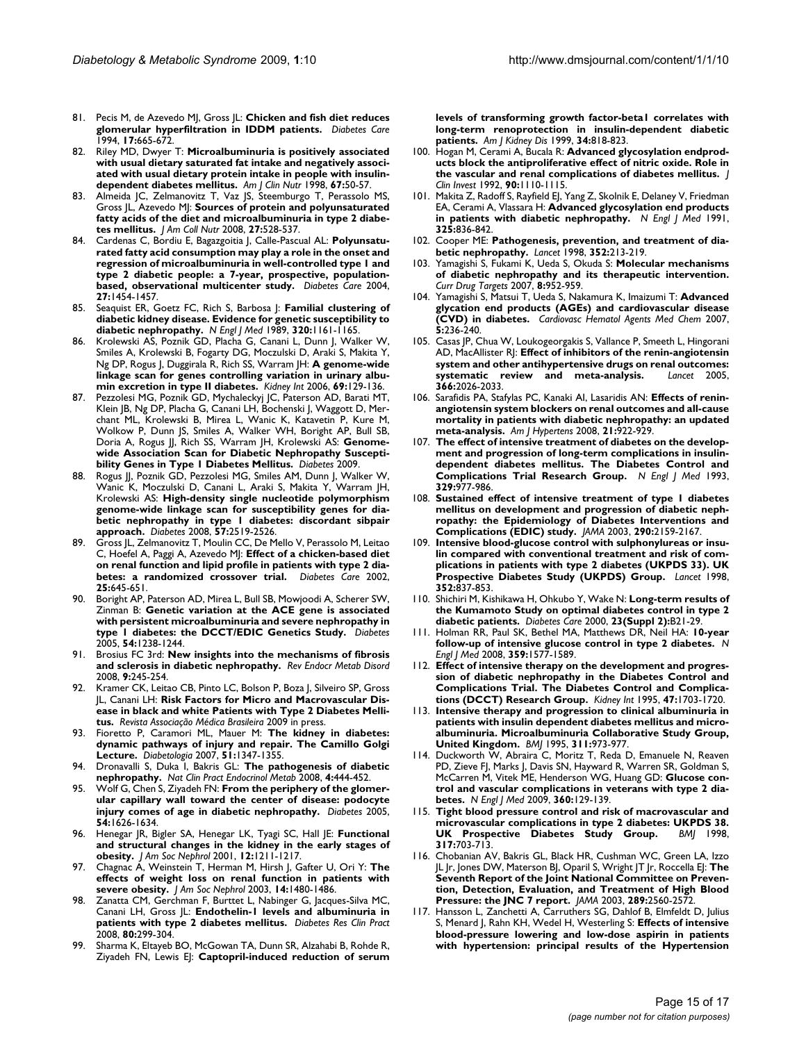81. Pecis M, de Azevedo MJ, Gross JL: **Chicken and fish diet reduces glomerular hyperfiltration in IDDM patients.** *Diabetes Care* 1994, **17:**665-672.
82. Riley MD, Dwyer T: **Microalbuminuria is positively associated with usual dietary saturated fat intake and negatively associated with usual dietary protein intake in people with insulin-dependent diabetes mellitus.** *Am J Clin Nutr* 1998, **67:**50-57.
83. Almeida JC, Zelmanovitz T, Vaz JS, Steemburgo T, Perassolo MS, Gross JL, Azevedo MJ: **Sources of protein and polyunsaturated fatty acids of the diet and microalbuminuria in type 2 diabetes mellitus.** *J Am Coll Nutr* 2008, **27:**528-537.
84. Cardenas C, Bordiu E, Bagazgoitia J, Calle-Pascual AL: **Polyunsaturated fatty acid consumption may play a role in the onset and regression of microalbuminuria in well-controlled type 1 and type 2 diabetic people: a 7-year, prospective, population-based, observational multicenter study.** *Diabetes Care* 2004, **27:**1454-1457.
85. Seaquist ER, Goetz FC, Rich S, Barbosa J: **Familial clustering of diabetic kidney disease. Evidence for genetic susceptibility to diabetic nephropathy.** *N Engl J Med* 1989, **320:**1161-1165.
86. Krolewski AS, Poznik GD, Placha G, Canani L, Dunn J, Walker W, Smiles A, Krolewski B, Fogarty DG, Moczulski D, Araki S, Makita Y, Ng DP, Rogus J, Duggirala R, Rich SS, Warram JH: **A genome-wide linkage scan for genes controlling variation in urinary albumin excretion in type II diabetes.** *Kidney Int* 2006, **69:**129-136.
87. Pezzolesi MG, Poznik GD, Mychaleckyj JC, Paterson AD, Barati MT, Klein JB, Ng DP, Placha G, Canani LH, Bochenski J, Waggott D, Merchant ML, Krolewski B, Mirea L, Wanic K, Katavetin P, Kure M, Wolkow P, Dunn JS, Smiles A, Walker WH, Boright AP, Bull SB, Doria A, Rogus JJ, Rich SS, Warram JH, Krolewski AS: **Genome-wide Association Scan for Diabetic Nephropathy Susceptibility Genes in Type 1 Diabetes Mellitus.** *Diabetes* 2009.
88. Rogus JJ, Poznik GD, Pezzolesi MG, Smiles AM, Dunn J, Walker W, Wanic K, Moczulski D, Canani L, Araki S, Makita Y, Warram JH, Krolewski AS: **High-density single nucleotide polymorphism genome-wide linkage scan for susceptibility genes for diabetic nephropathy in type 1 diabetes: discordant sibpair approach.** *Diabetes* 2008, **57:**2519-2526.
89. Gross JL, Zelmanovitz T, Moulin CC, De Mello V, Perassolo M, Leitao C, Hoefel A, Paggi A, Azevedo MJ: **Effect of a chicken-based diet on renal function and lipid profile in patients with type 2 diabetes: a randomized crossover trial.** *Diabetes Care* 2002, **25:**645-651.
90. Boright AP, Paterson AD, Mirea L, Bull SB, Mowjoodi A, Scherer SW, Zinman B: **Genetic variation at the ACE gene is associated with persistent microalbuminuria and severe nephropathy in type 1 diabetes: the DCCT/EDIC Genetics Study.** *Diabetes* 2005, **54:**1238-1244.
91. Brosius FC 3rd: **New insights into the mechanisms of fibrosis and sclerosis in diabetic nephropathy.** *Rev Endocr Metab Disord* 2008, **9:**245-254.
92. Kramer CK, Leitao CB, Pinto LC, Bolson P, Boza J, Silveiro SP, Gross JL, Canani LH: **Risk Factors for Micro and Macrovascular Disease in black and white Patients with Type 2 Diabetes Mellitus.** *Revista Associação Médica Brasileira* 2009 in press.
93. Fioretto P, Caramori ML, Mauer M: **The kidney in diabetes: dynamic pathways of injury and repair. The Camillo Golgi Lecture.** *Diabetologia* 2007, **51:**1347-1355.
94. Dronavalli S, Duka I, Bakris GL: **The pathogenesis of diabetic nephropathy.** *Nat Clin Pract Endocrinol Metab* 2008, **4:**444-452.
95. Wolf G, Chen S, Ziyadeh FN: **From the periphery of the glomerular capillary wall toward the center of disease: podocyte injury comes of age in diabetic nephropathy.** *Diabetes* 2005, **54:**1626-1634.
96. Henegar JR, Bigler SA, Henegar LK, Tyagi SC, Hall JE: **Functional and structural changes in the kidney in the early stages of obesity.** *J Am Soc Nephrol* 2001, **12:**1211-1217.
97. Chagnac A, Weinstein T, Herman M, Hirsh J, Gafter U, Ori Y: **The effects of weight loss on renal function in patients with severe obesity.** *J Am Soc Nephrol* 2003, **14:**1480-1486.
98. Zanatta CM, Gerchman F, Burttet L, Nabinger G, Jacques-Silva MC, Canani LH, Gross JL: **Endothelin-1 levels and albuminuria in patients with type 2 diabetes mellitus.** *Diabetes Res Clin Pract* 2008, **80:**299-304.
99. Sharma K, Eltayeb BO, McGowan TA, Dunn SR, Alzahabi B, Rohde R, Ziyadeh FN, Lewis EJ: **Captopril-induced reduction of serum levels of transforming growth factor-beta1 correlates with long-term renoprotection in insulin-dependent diabetic patients.** *Am J Kidney Dis* 1999, **34:**818-823.
100. Hogan M, Cerami A, Bucala R: **Advanced glycosylation endproducts block the antiproliferative effect of nitric oxide. Role in the vascular and renal complications of diabetes mellitus.** *J Clin Invest* 1992, **90:**1110-1115.
101. Makita Z, Radoff S, Rayfield EJ, Yang Z, Skolnik E, Delaney V, Friedman EA, Cerami A, Vlassara H: **Advanced glycosylation end products in patients with diabetic nephropathy.** *N Engl J Med* 1991, **325:**836-842.
102. Cooper ME: **Pathogenesis, prevention, and treatment of diabetic nephropathy.** *Lancet* 1998, **352:**213-219.
103. Yamagishi S, Fukami K, Ueda S, Okuda S: **Molecular mechanisms of diabetic nephropathy and its therapeutic intervention.** *Curr Drug Targets* 2007, **8:**952-959.
104. Yamagishi S, Matsui T, Ueda S, Nakamura K, Imaizumi T: **Advanced glycation end products (AGEs) and cardiovascular disease (CVD) in diabetes.** *Cardiovasc Hematol Agents Med Chem* 2007, **5:**236-240.
105. Casas JP, Chua W, Loukogeorgakis S, Vallance P, Smeeth L, Hingorani AD, MacAllister RJ: **Effect of inhibitors of the renin-angiotensin system and other antihypertensive drugs on renal outcomes: systematic review and meta-analysis.** *Lancet* 2005, **366:**2026-2033.
106. Sarafidis PA, Stafylas PC, Kanaki AI, Lasaridis AN: **Effects of renin-angiotensin system blockers on renal outcomes and all-cause mortality in patients with diabetic nephropathy: an updated meta-analysis.** *Am J Hypertens* 2008, **21:**922-929.
107. **The effect of intensive treatment of diabetes on the development and progression of long-term complications in insulin-dependent diabetes mellitus. The Diabetes Control and Complications Trial Research Group.** *N Engl J Med* 1993, **329:**977-986.
108. **Sustained effect of intensive treatment of type 1 diabetes mellitus on development and progression of diabetic nephropathy: the Epidemiology of Diabetes Interventions and Complications (EDIC) study.** *JAMA* 2003, **290:**2159-2167.
109. **Intensive blood-glucose control with sulphonylureas or insulin compared with conventional treatment and risk of complications in patients with type 2 diabetes (UKPDS 33). UK Prospective Diabetes Study (UKPDS) Group.** *Lancet* 1998, **352:**837-853.
110. Shichiri M, Kishikawa H, Ohkubo Y, Wake N: **Long-term results of the Kumamoto Study on optimal diabetes control in type 2 diabetic patients.** *Diabetes Care* 2000, **23(Suppl 2):**B21-29.
111. Holman RR, Paul SK, Bethel MA, Matthews DR, Neil HA: **10-year follow-up of intensive glucose control in type 2 diabetes.** *N Engl J Med* 2008, **359:**1577-1589.
112. **Effect of intensive therapy on the development and progression of diabetic nephropathy in the Diabetes Control and Complications Trial. The Diabetes Control and Complications (DCCT) Research Group.** *Kidney Int* 1995, **47:**1703-1720.
113. **Intensive therapy and progression to clinical albuminuria in patients with insulin dependent diabetes mellitus and microalbuminuria. Microalbuminuria Collaborative Study Group, United Kingdom.** *BMJ* 1995, **311:**973-977.
114. Duckworth W, Abraira C, Moritz T, Reda D, Emanuele N, Reaven PD, Zieve FJ, Marks J, Davis SN, Hayward R, Warren SR, Goldman S, McCarren M, Vitek ME, Henderson WG, Huang GD: **Glucose control and vascular complications in veterans with type 2 diabetes.** *N Engl J Med* 2009, **360:**129-139.
115. **Tight blood pressure control and risk of macrovascular and microvascular complications in type 2 diabetes: UKPDS 38. UK Prospective Diabetes Study Group.** *BMJ* 1998, **317:**703-713.
116. Chobanian AV, Bakris GL, Black HR, Cushman WC, Green LA, Izzo JL Jr, Jones DW, Materson BJ, Oparil S, Wright JT Jr, Roccella EJ: **The Seventh Report of the Joint National Committee on Prevention, Detection, Evaluation, and Treatment of High Blood Pressure: the JNC 7 report.** *JAMA* 2003, **289:**2560-2572.
117. Hansson L, Zanchetti A, Carruthers SG, Dahlof B, Elmfeldt D, Julius S, Menard J, Rahn KH, Wedel H, Westerling S: **Effects of intensive blood-pressure lowering and low-dose aspirin in patients with hypertension: principal results of the Hypertension**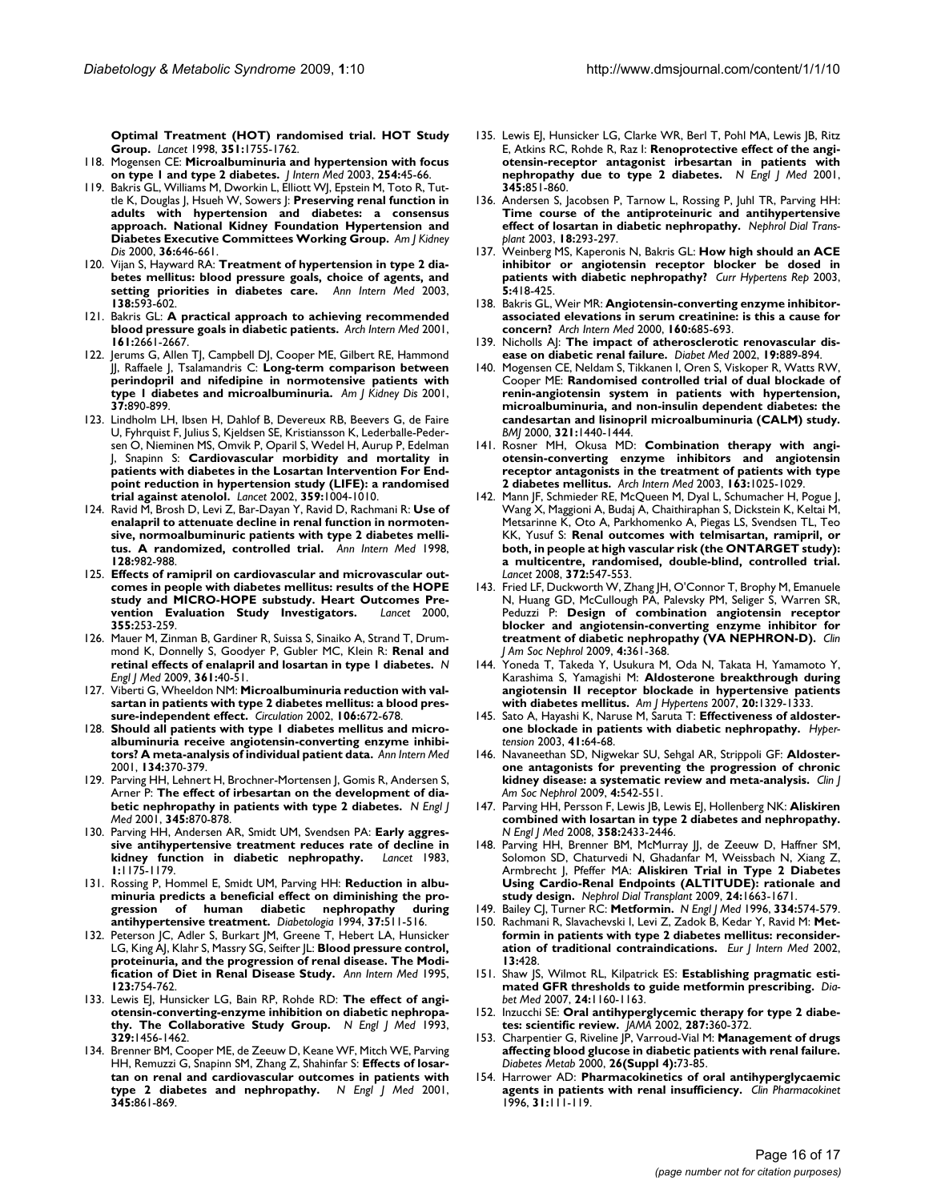**Optimal Treatment (HOT) randomised trial. HOT Study Group.** *Lancet* 1998, **351:**1755-1762.

118. Mogensen CE: **Microalbuminuria and hypertension with focus on type 1 and type 2 diabetes.** *J Intern Med* 2003, **254:**45-66.
119. Bakris GL, Williams M, Dworkin L, Elliott WJ, Epstein M, Toto R, Tuttle K, Douglas J, Hsueh W, Sowers J: **Preserving renal function in adults with hypertension and diabetes: a consensus approach. National Kidney Foundation Hypertension and Diabetes Executive Committees Working Group.** *Am J Kidney Dis* 2000, **36:**646-661.
120. Vijan S, Hayward RA: **Treatment of hypertension in type 2 diabetes mellitus: blood pressure goals, choice of agents, and setting priorities in diabetes care.** *Ann Intern Med* 2003, **138:**593-602.
121. Bakris GL: **A practical approach to achieving recommended blood pressure goals in diabetic patients.** *Arch Intern Med* 2001, **161:**2661-2667.
122. Jerums G, Allen TJ, Campbell DJ, Cooper ME, Gilbert RE, Hammond JJ, Raffaele J, Tsalamandris C: **Long-term comparison between perindopril and nifedipine in normotensive patients with type 1 diabetes and microalbuminuria.** *Am J Kidney Dis* 2001, **37:**890-899.
123. Lindholm LH, Ibsen H, Dahlof B, Devereux RB, Beevers G, de Faire U, Fyhrquist F, Julius S, Kjeldsen SE, Kristiansson K, Lederballe-Pedersen O, Nieminen MS, Omvik P, Oparil S, Wedel H, Aurup P, Edelman J, Snapinn S: **Cardiovascular morbidity and mortality in patients with diabetes in the Losartan Intervention For Endpoint reduction in hypertension study (LIFE): a randomised trial against atenolol.** *Lancet* 2002, **359:**1004-1010.
124. Ravid M, Brosh D, Levi Z, Bar-Dayan Y, Ravid D, Rachmani R: **Use of enalapril to attenuate decline in renal function in normotensive, normoalbuminuric patients with type 2 diabetes mellitus. A randomized, controlled trial.** *Ann Intern Med* 1998, **128:**982-988.
125. **Effects of ramipril on cardiovascular and microvascular outcomes in people with diabetes mellitus: results of the HOPE study and MICRO-HOPE substudy. Heart Outcomes Prevention Evaluation Study Investigators.** *Lancet* 2000, **355:**253-259.
126. Mauer M, Zinman B, Gardiner R, Suissa S, Sinaiko A, Strand T, Drummond K, Donnelly S, Goodyer P, Gubler MC, Klein R: **Renal and retinal effects of enalapril and losartan in type 1 diabetes.** *N Engl J Med* 2009, **361:**40-51.
127. Viberti G, Wheeldon NM: **Microalbuminuria reduction with valsartan in patients with type 2 diabetes mellitus: a blood pressure-independent effect.** *Circulation* 2002, **106:**672-678.
128. **Should all patients with type 1 diabetes mellitus and microalbuminuria receive angiotensin-converting enzyme inhibitors? A meta-analysis of individual patient data.** *Ann Intern Med* 2001, **134:**370-379.
129. Parving HH, Lehnert H, Brochner-Mortensen J, Gomis R, Andersen S, Arner P: **The effect of irbesartan on the development of diabetic nephropathy in patients with type 2 diabetes.** *N Engl J Med* 2001, **345:**870-878.
130. Parving HH, Andersen AR, Smidt UM, Svendsen PA: **Early aggressive antihypertensive treatment reduces rate of decline in kidney function in diabetic nephropathy.** *Lancet* 1983, **1:**1175-1179.
131. Rossing P, Hommel E, Smidt UM, Parving HH: **Reduction in albuminuria predicts a beneficial effect on diminishing the progression of human diabetic nephropathy during antihypertensive treatment.** *Diabetologia* 1994, **37:**511-516.
132. Peterson JC, Adler S, Burkart JM, Greene T, Hebert LA, Hunsicker LG, King AJ, Klahr S, Massry SG, Seifter JL: **Blood pressure control, proteinuria, and the progression of renal disease. The Modification of Diet in Renal Disease Study.** *Ann Intern Med* 1995, **123:**754-762.
133. Lewis EJ, Hunsicker LG, Bain RP, Rohde RD: **The effect of angiotensin-converting-enzyme inhibition on diabetic nephropathy. The Collaborative Study Group.** *N Engl J Med* 1993, **329:**1456-1462.
134. Brenner BM, Cooper ME, de Zeeuw D, Keane WF, Mitch WE, Parving HH, Remuzzi G, Snapinn SM, Zhang Z, Shahinfar S: **Effects of losartan on renal and cardiovascular outcomes in patients with type 2 diabetes and nephropathy.** *N Engl J Med* 2001, **345:**861-869.
135. Lewis EJ, Hunsicker LG, Clarke WR, Berl T, Pohl MA, Lewis JB, Ritz E, Atkins RC, Rohde R, Raz I: **Renoprotective effect of the angiotensin-receptor antagonist irbesartan in patients with nephropathy due to type 2 diabetes.** *N Engl J Med* 2001, **345:**851-860.
136. Andersen S, Jacobsen P, Tarnow L, Rossing P, Juhl TR, Parving HH: **Time course of the antiproteinuric and antihypertensive effect of losartan in diabetic nephropathy.** *Nephrol Dial Transplant* 2003, **18:**293-297.
137. Weinberg MS, Kaperonis N, Bakris GL: **How high should an ACE inhibitor or angiotensin receptor blocker be dosed in patients with diabetic nephropathy?** *Curr Hypertens Rep* 2003, **5:**418-425.
138. Bakris GL, Weir MR: **Angiotensin-converting enzyme inhibitor-associated elevations in serum creatinine: is this a cause for concern?** *Arch Intern Med* 2000, **160:**685-693.
139. Nicholls AJ: **The impact of atherosclerotic renovascular disease on diabetic renal failure.** *Diabet Med* 2002, **19:**889-894.
140. Mogensen CE, Neldam S, Tikkanen I, Oren S, Viskoper R, Watts RW, Cooper ME: **Randomised controlled trial of dual blockade of renin-angiotensin system in patients with hypertension, microalbuminuria, and non-insulin dependent diabetes: the candesartan and lisinopril microalbuminuria (CALM) study.** *BMJ* 2000, **321:**1440-1444.
141. Rosner MH, Okusa MD: **Combination therapy with angiotensin-converting enzyme inhibitors and angiotensin receptor antagonists in the treatment of patients with type 2 diabetes mellitus.** *Arch Intern Med* 2003, **163:**1025-1029.
142. Mann JF, Schmieder RE, McQueen M, Dyal L, Schumacher H, Pogue J, Wang X, Maggioni A, Budaj A, Chaithiraphan S, Dickstein K, Keltai M, Metsarinne K, Oto A, Parkhomenko A, Piegas LS, Svendsen TL, Teo KK, Yusuf S: **Renal outcomes with telmisartan, ramipril, or both, in people at high vascular risk (the ONTARGET study): a multicentre, randomised, double-blind, controlled trial.** *Lancet* 2008, **372:**547-553.
143. Fried LF, Duckworth W, Zhang JH, O'Connor T, Brophy M, Emanuele N, Huang GD, McCullough PA, Palevsky PM, Seliger S, Warren SR, Peduzzi P: **Design of combination angiotensin receptor blocker and angiotensin-converting enzyme inhibitor for treatment of diabetic nephropathy (VA NEPHRON-D).** *Clin J Am Soc Nephrol* 2009, **4:**361-368.
144. Yoneda T, Takeda Y, Usukura M, Oda N, Takata H, Yamamoto Y, Karashima S, Yamagishi M: **Aldosterone breakthrough during angiotensin II receptor blockade in hypertensive patients with diabetes mellitus.** *Am J Hypertens* 2007, **20:**1329-1333.
145. Sato A, Hayashi K, Naruse M, Saruta T: **Effectiveness of aldosterone blockade in patients with diabetic nephropathy.** *Hypertension* 2003, **41:**64-68.
146. Navaneethan SD, Nigwekar SU, Sehgal AR, Strippoli GF: **Aldosterone antagonists for preventing the progression of chronic kidney disease: a systematic review and meta-analysis.** *Clin J Am Soc Nephrol* 2009, **4:**542-551.
147. Parving HH, Persson F, Lewis JB, Lewis EJ, Hollenberg NK: **Aliskiren combined with losartan in type 2 diabetes and nephropathy.** *N Engl J Med* 2008, **358:**2433-2446.
148. Parving HH, Brenner BM, McMurray JJ, de Zeeuw D, Haffner SM, Solomon SD, Chaturvedi N, Ghadanfar M, Weissbach N, Xiang Z, Armbrecht J, Pfeffer MA: **Aliskiren Trial in Type 2 Diabetes Using Cardio-Renal Endpoints (ALTITUDE): rationale and study design.** *Nephrol Dial Transplant* 2009, **24:**1663-1671.
149. Bailey CJ, Turner RC: **Metformin.** *N Engl J Med* 1996, **334:**574-579.
150. Rachmani R, Slavachevski I, Levi Z, Zadok B, Kedar Y, Ravid M: **Metformin in patients with type 2 diabetes mellitus: reconsideration of traditional contraindications.** *Eur J Intern Med* 2002, **13:**428.
151. Shaw JS, Wilmot RL, Kilpatrick ES: **Establishing pragmatic estimated GFR thresholds to guide metformin prescribing.** *Diabet Med* 2007, **24:**1160-1163.
152. Inzucchi SE: **Oral antihyperglycemic therapy for type 2 diabetes: scientific review.** *JAMA* 2002, **287:**360-372.
153. Charpentier G, Riveline JP, Varroud-Vial M: **Management of drugs affecting blood glucose in diabetic patients with renal failure.** *Diabetes Metab* 2000, **26(Suppl 4):**73-85.
154. Harrower AD: **Pharmacokinetics of oral antihyperglycaemic agents in patients with renal insufficiency.** *Clin Pharmacokinet* 1996, **31:**111-119.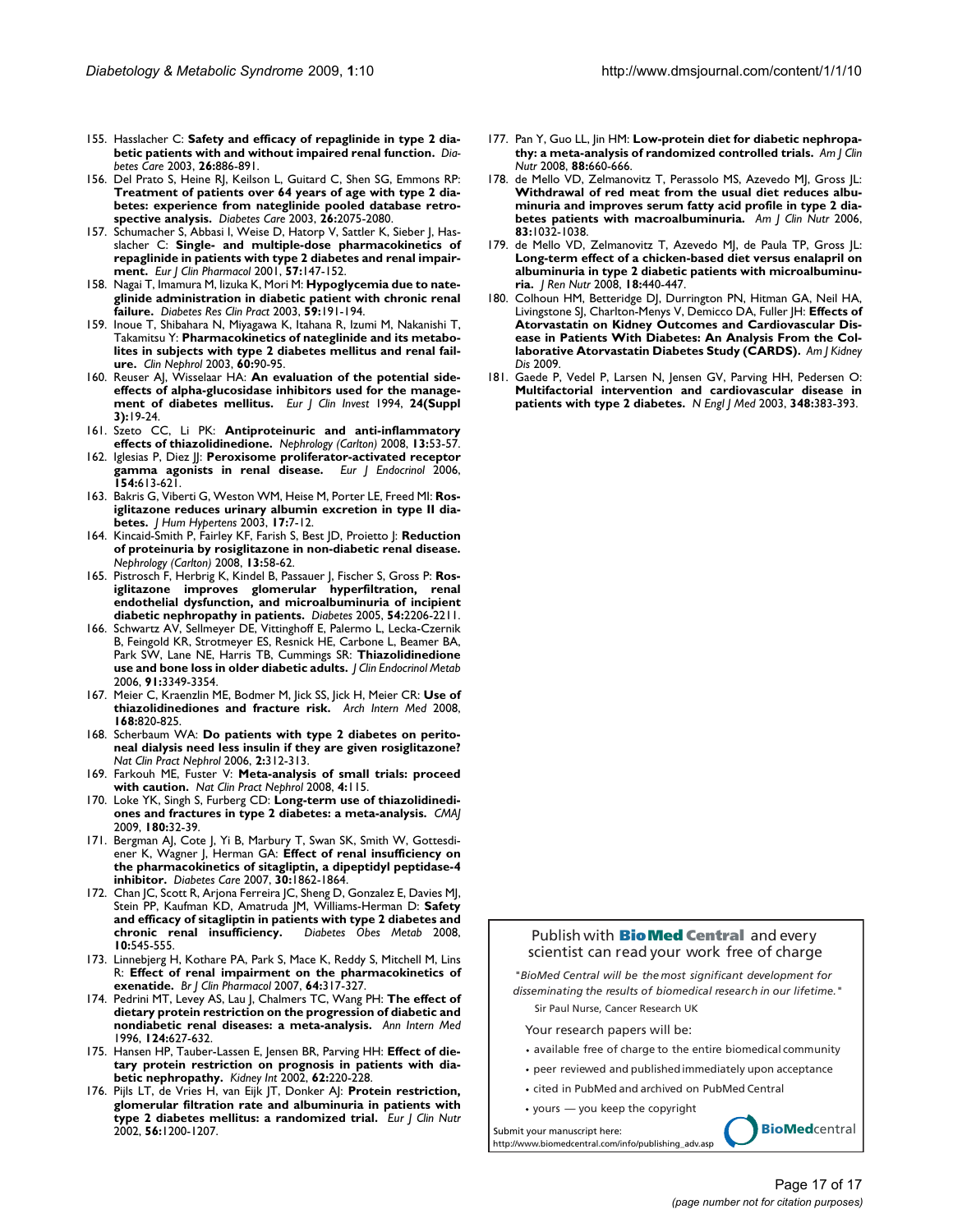155. Hasslacher C: **Safety and efficacy of repaglinide in type 2 diabetic patients with and without impaired renal function.** *Diabetes Care* 2003, **26:**886-891.
156. Del Prato S, Heine RJ, Keilson L, Guitard C, Shen SG, Emmons RP: **Treatment of patients over 64 years of age with type 2 diabetes: experience from nateglinide pooled database retrospective analysis.** *Diabetes Care* 2003, **26:**2075-2080.
157. Schumacher S, Abbasi I, Weise D, Hatorp V, Sattler K, Sieber J, Hasslacher C: **Single- and multiple-dose pharmacokinetics of repaglinide in patients with type 2 diabetes and renal impairment.** *Eur J Clin Pharmacol* 2001, **57:**147-152.
158. Nagai T, Imamura M, Iizuka K, Mori M: **Hypoglycemia due to nateglinide administration in diabetic patient with chronic renal failure.** *Diabetes Res Clin Pract* 2003, **59:**191-194.
159. Inoue T, Shibahara N, Miyagawa K, Itahana R, Izumi M, Nakanishi T, Takamitsu Y: **Pharmacokinetics of nateglinide and its metabolites in subjects with type 2 diabetes mellitus and renal failure.** *Clin Nephrol* 2003, **60:**90-95.
160. Reuser AJ, Wisselaar HA: **An evaluation of the potential side-effects of alpha-glucosidase inhibitors used for the management of diabetes mellitus.** *Eur J Clin Invest* 1994, **24(Suppl 3):**19-24.
161. Szeto CC, Li PK: **Antiproteinuric and anti-inflammatory effects of thiazolidinedione.** *Nephrology (Carlton)* 2008, **13:**53-57.
162. Iglesias P, Diez JJ: **Peroxisome proliferator-activated receptor gamma agonists in renal disease.** *Eur J Endocrinol* 2006, **154:**613-621.
163. Bakris G, Viberti G, Weston WM, Heise M, Porter LE, Freed MI: **Rosiglitazone reduces urinary albumin excretion in type II diabetes.** *J Hum Hypertens* 2003, **17:**7-12.
164. Kincaid-Smith P, Fairley KF, Farish S, Best JD, Proietto J: **Reduction of proteinuria by rosiglitazone in non-diabetic renal disease.** *Nephrology (Carlton)* 2008, **13:**58-62.
165. Pistrosch F, Herbrig K, Kindel B, Passauer J, Fischer S, Gross P: **Rosiglitazone improves glomerular hyperfiltration, renal endothelial dysfunction, and microalbuminuria of incipient diabetic nephropathy in patients.** *Diabetes* 2005, **54:**2206-2211.
166. Schwartz AV, Sellmeyer DE, Vittinghoff E, Palermo L, Lecka-Czernik B, Feingold KR, Strotmeyer ES, Resnick HE, Carbone L, Beamer BA, Park SW, Lane NE, Harris TB, Cummings SR: **Thiazolidinedione use and bone loss in older diabetic adults.** *J Clin Endocrinol Metab* 2006, **91:**3349-3354.
167. Meier C, Kraenzlin ME, Bodmer M, Jick SS, Jick H, Meier CR: **Use of thiazolidinediones and fracture risk.** *Arch Intern Med* 2008, **168:**820-825.
168. Scherbaum WA: **Do patients with type 2 diabetes on peritoneal dialysis need less insulin if they are given rosiglitazone?** *Nat Clin Pract Nephrol* 2006, **2:**312-313.
169. Farkouh ME, Fuster V: **Meta-analysis of small trials: proceed with caution.** *Nat Clin Pract Nephrol* 2008, **4:**115.
170. Loke YK, Singh S, Furberg CD: **Long-term use of thiazolidinediones and fractures in type 2 diabetes: a meta-analysis.** *CMAJ* 2009, **180:**32-39.
171. Bergman AJ, Cote J, Yi B, Marbury T, Swan SK, Smith W, Gottesdiener K, Wagner J, Herman GA: **Effect of renal insufficiency on the pharmacokinetics of sitagliptin, a dipeptidyl peptidase-4 inhibitor.** *Diabetes Care* 2007, **30:**1862-1864.
172. Chan JC, Scott R, Arjona Ferreira JC, Sheng D, Gonzalez E, Davies MJ, Stein PP, Kaufman KD, Amatruda JM, Williams-Herman D: **Safety and efficacy of sitagliptin in patients with type 2 diabetes and chronic renal insufficiency.** *Diabetes Obes Metab* 2008, **10:**545-555.
173. Linnebjerg H, Kothare PA, Park S, Mace K, Reddy S, Mitchell M, Lins R: **Effect of renal impairment on the pharmacokinetics of exenatide.** *Br J Clin Pharmacol* 2007, **64:**317-327.
174. Pedrini MT, Levey AS, Lau J, Chalmers TC, Wang PH: **The effect of dietary protein restriction on the progression of diabetic and nondiabetic renal diseases: a meta-analysis.** *Ann Intern Med* 1996, **124:**627-632.
175. Hansen HP, Tauber-Lassen E, Jensen BR, Parving HH: **Effect of dietary protein restriction on prognosis in patients with diabetic nephropathy.** *Kidney Int* 2002, **62:**220-228.
176. Pijls LT, de Vries H, van Eijk JT, Donker AJ: **Protein restriction, glomerular filtration rate and albuminuria in patients with type 2 diabetes mellitus: a randomized trial.** *Eur J Clin Nutr* 2002, **56:**1200-1207.
177. Pan Y, Guo LL, Jin HM: **Low-protein diet for diabetic nephropathy: a meta-analysis of randomized controlled trials.** *Am J Clin Nutr* 2008, **88:**660-666.
178. de Mello VD, Zelmanovitz T, Perassolo MS, Azevedo MJ, Gross JL: **Withdrawal of red meat from the usual diet reduces albuminuria and improves serum fatty acid profile in type 2 diabetes patients with macroalbuminuria.** *Am J Clin Nutr* 2006, **83:**1032-1038.
179. de Mello VD, Zelmanovitz T, Azevedo MJ, de Paula TP, Gross JL: **Long-term effect of a chicken-based diet versus enalapril on albuminuria in type 2 diabetic patients with microalbuminuria.** *J Ren Nutr* 2008, **18:**440-447.
180. Colhoun HM, Betteridge DJ, Durrington PN, Hitman GA, Neil HA, Livingstone SJ, Charlton-Menys V, Demicco DA, Fuller JH: **Effects of Atorvastatin on Kidney Outcomes and Cardiovascular Disease in Patients With Diabetes: An Analysis From the Collaborative Atorvastatin Diabetes Study (CARDS).** *Am J Kidney Dis* 2009.
181. Gaede P, Vedel P, Larsen N, Jensen GV, Parving HH, Pedersen O: **Multifactorial intervention and cardiovascular disease in patients with type 2 diabetes.** *N Engl J Med* 2003, **348:**383-393.

Publish with **BioMed Central** and every scientist can read your work free of charge

*"BioMed Central will be the most significant development for disseminating the results of biomedical research in our lifetime."*

Sir Paul Nurse, Cancer Research UK

Your research papers will be:

- available free of charge to the entire biomedical community
- peer reviewed and published immediately upon acceptance
- cited in PubMed and archived on PubMed Central
- yours — you keep the copyright

Submit your manuscript here:
http://www.biomedcentral.com/info/publishing_adv.asp

BioMedcentral